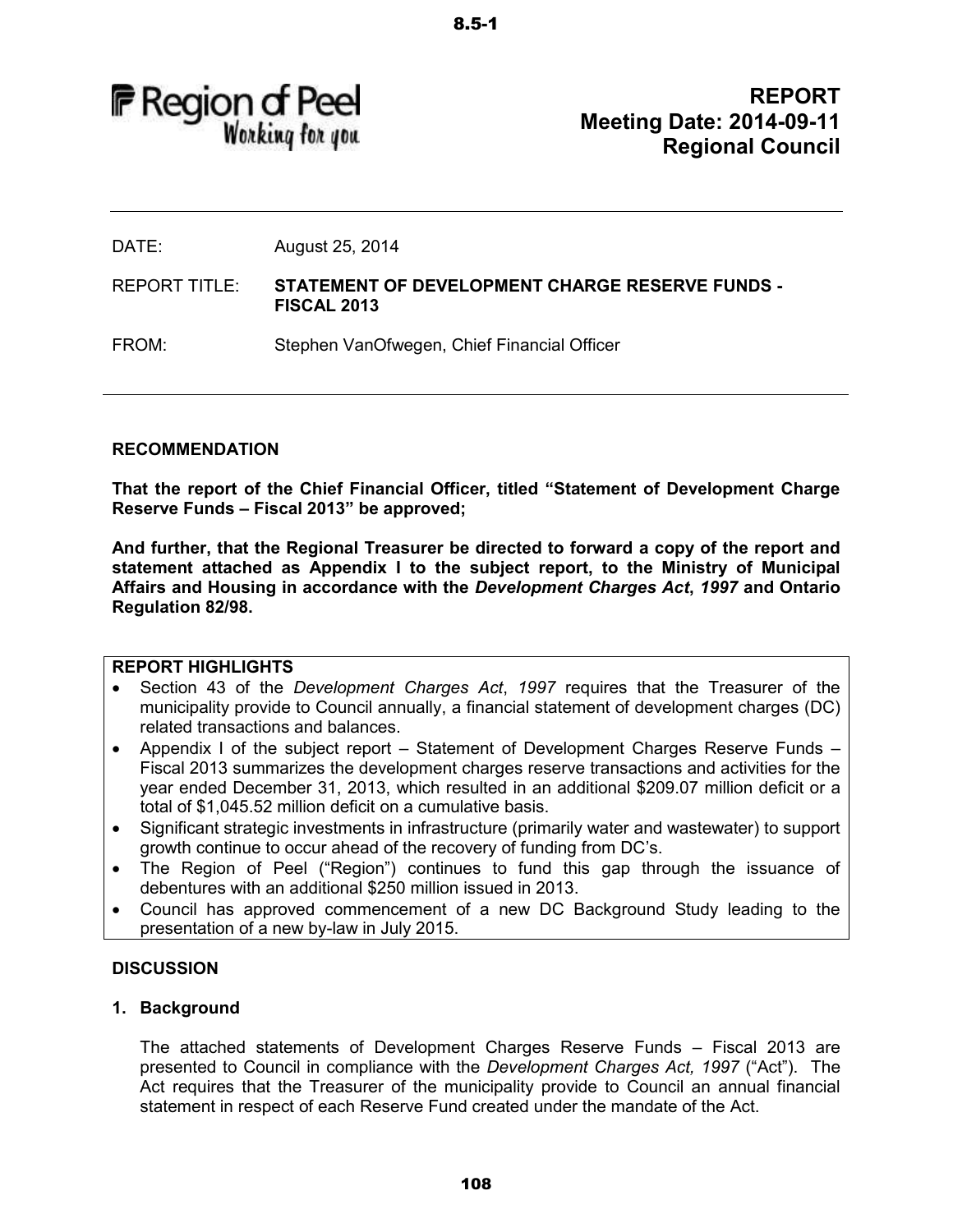Region of Peel
*Working for you*

**REPORT**
**Meeting Date: 2014-09-11**
**Regional Council**

DATE: August 25, 2014

REPORT TITLE: **STATEMENT OF DEVELOPMENT CHARGE RESERVE FUNDS - FISCAL 2013**

FROM: Stephen VanOfwegen, Chief Financial Officer

## RECOMMENDATION

**That the report of the Chief Financial Officer, titled "Statement of Development Charge Reserve Funds – Fiscal 2013" be approved;**

**And further, that the Regional Treasurer be directed to forward a copy of the report and statement attached as Appendix I to the subject report, to the Ministry of Municipal Affairs and Housing in accordance with the *Development Charges Act, 1997* and Ontario Regulation 82/98.**

## REPORT HIGHLIGHTS

- Section 43 of the *Development Charges Act*, *1997* requires that the Treasurer of the municipality provide to Council annually, a financial statement of development charges (DC) related transactions and balances.
- Appendix I of the subject report – Statement of Development Charges Reserve Funds – Fiscal 2013 summarizes the development charges reserve transactions and activities for the year ended December 31, 2013, which resulted in an additional $209.07 million deficit or a total of $1,045.52 million deficit on a cumulative basis.
- Significant strategic investments in infrastructure (primarily water and wastewater) to support growth continue to occur ahead of the recovery of funding from DC's.
- The Region of Peel ("Region") continues to fund this gap through the issuance of debentures with an additional $250 million issued in 2013.
- Council has approved commencement of a new DC Background Study leading to the presentation of a new by-law in July 2015.

## DISCUSSION

### 1. Background

The attached statements of Development Charges Reserve Funds – Fiscal 2013 are presented to Council in compliance with the *Development Charges Act, 1997* ("Act"). The Act requires that the Treasurer of the municipality provide to Council an annual financial statement in respect of each Reserve Fund created under the mandate of the Act.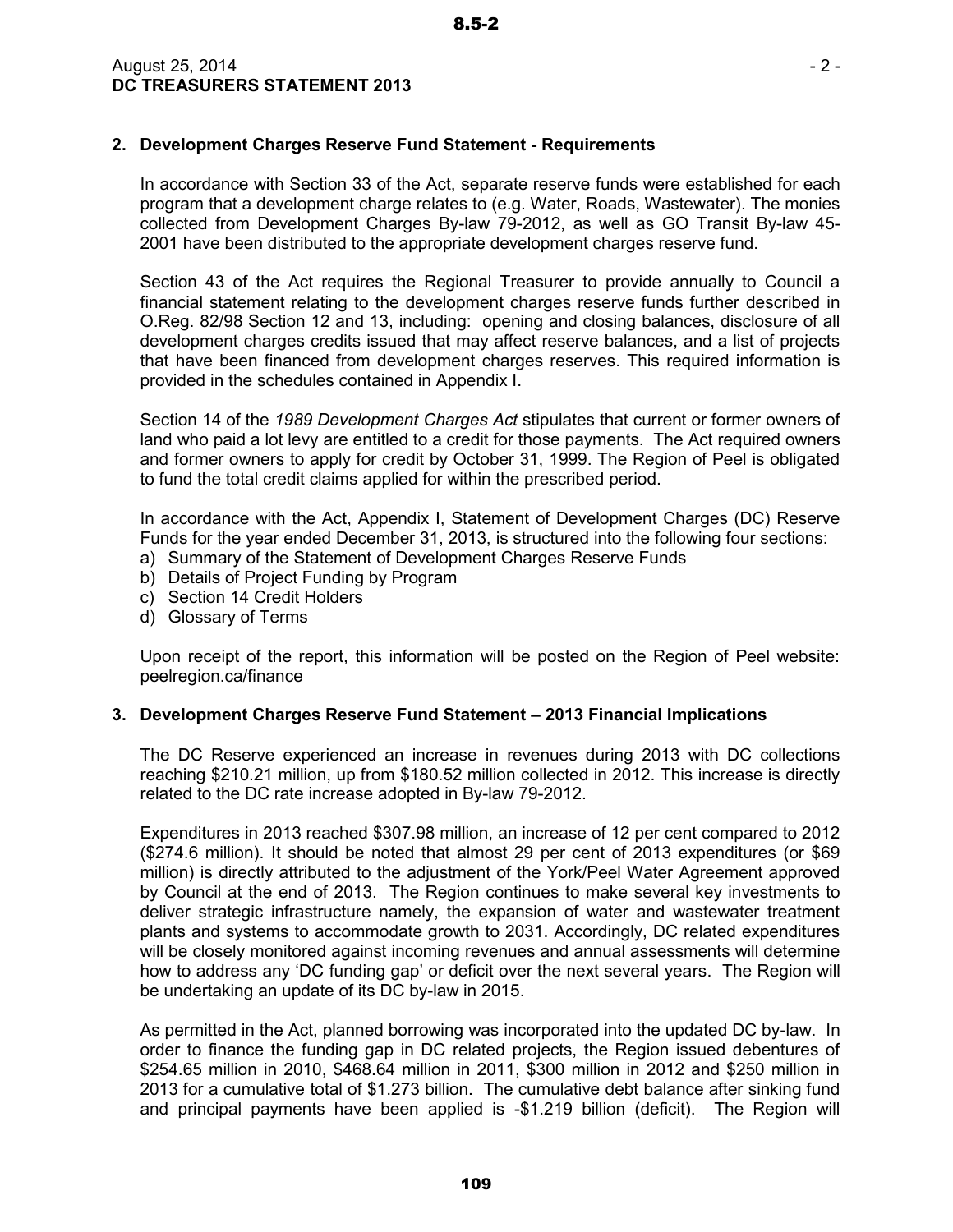## 2. Development Charges Reserve Fund Statement - Requirements

In accordance with Section 33 of the Act, separate reserve funds were established for each program that a development charge relates to (e.g. Water, Roads, Wastewater). The monies collected from Development Charges By-law 79-2012, as well as GO Transit By-law 45-2001 have been distributed to the appropriate development charges reserve fund.

Section 43 of the Act requires the Regional Treasurer to provide annually to Council a financial statement relating to the development charges reserve funds further described in O.Reg. 82/98 Section 12 and 13, including: opening and closing balances, disclosure of all development charges credits issued that may affect reserve balances, and a list of projects that have been financed from development charges reserves. This required information is provided in the schedules contained in Appendix I.

Section 14 of the *1989 Development Charges Act* stipulates that current or former owners of land who paid a lot levy are entitled to a credit for those payments. The Act required owners and former owners to apply for credit by October 31, 1999. The Region of Peel is obligated to fund the total credit claims applied for within the prescribed period.

In accordance with the Act, Appendix I, Statement of Development Charges (DC) Reserve Funds for the year ended December 31, 2013, is structured into the following four sections:

a) Summary of the Statement of Development Charges Reserve Funds
b) Details of Project Funding by Program
c) Section 14 Credit Holders
d) Glossary of Terms

Upon receipt of the report, this information will be posted on the Region of Peel website: peelregion.ca/finance

## 3. Development Charges Reserve Fund Statement – 2013 Financial Implications

The DC Reserve experienced an increase in revenues during 2013 with DC collections reaching $210.21 million, up from $180.52 million collected in 2012. This increase is directly related to the DC rate increase adopted in By-law 79-2012.

Expenditures in 2013 reached $307.98 million, an increase of 12 per cent compared to 2012 ($274.6 million). It should be noted that almost 29 per cent of 2013 expenditures (or $69 million) is directly attributed to the adjustment of the York/Peel Water Agreement approved by Council at the end of 2013. The Region continues to make several key investments to deliver strategic infrastructure namely, the expansion of water and wastewater treatment plants and systems to accommodate growth to 2031. Accordingly, DC related expenditures will be closely monitored against incoming revenues and annual assessments will determine how to address any 'DC funding gap' or deficit over the next several years. The Region will be undertaking an update of its DC by-law in 2015.

As permitted in the Act, planned borrowing was incorporated into the updated DC by-law. In order to finance the funding gap in DC related projects, the Region issued debentures of $254.65 million in 2010, $468.64 million in 2011, $300 million in 2012 and $250 million in 2013 for a cumulative total of $1.273 billion. The cumulative debt balance after sinking fund and principal payments have been applied is -$1.219 billion (deficit). The Region will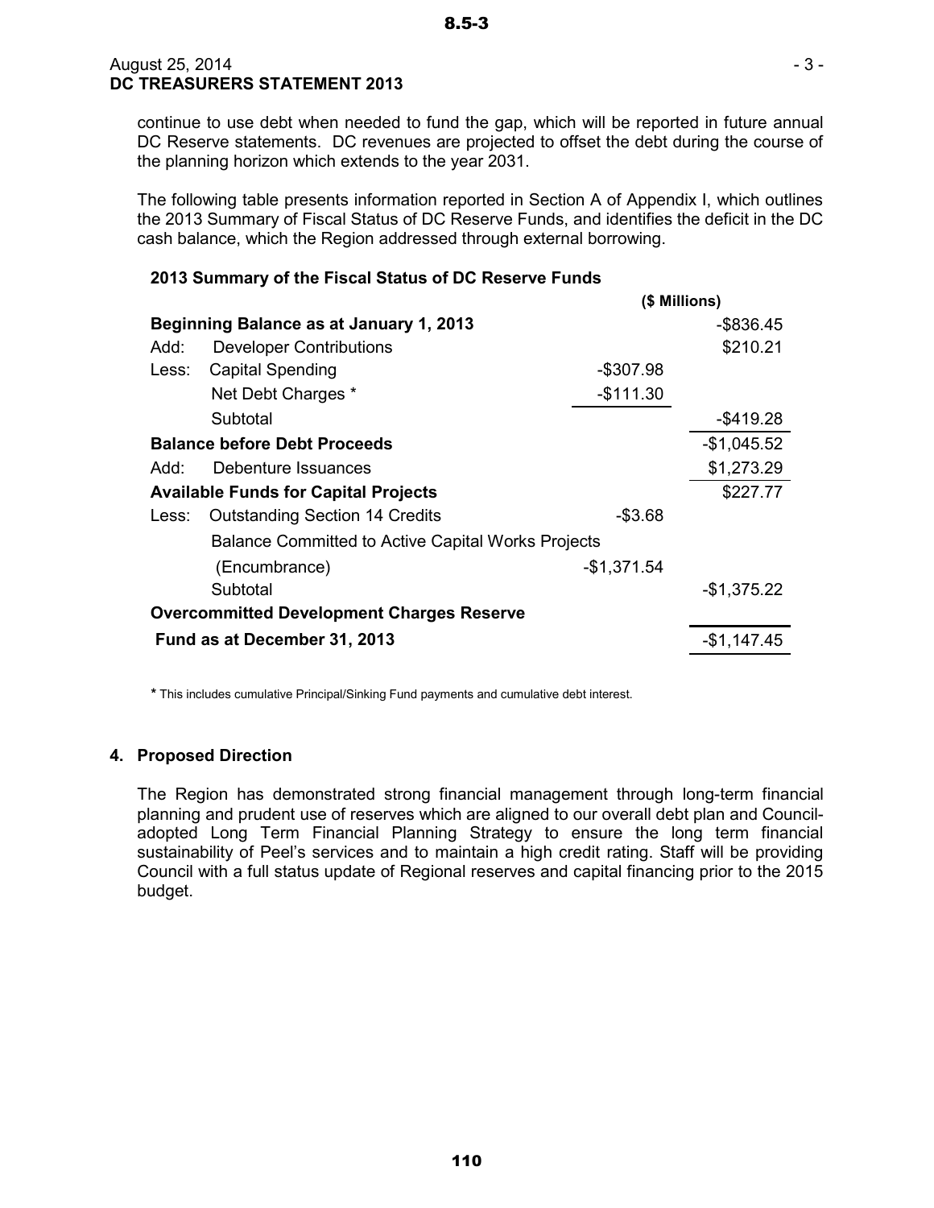continue to use debt when needed to fund the gap, which will be reported in future annual DC Reserve statements. DC revenues are projected to offset the debt during the course of the planning horizon which extends to the year 2031.

The following table presents information reported in Section A of Appendix I, which outlines the 2013 Summary of Fiscal Status of DC Reserve Funds, and identifies the deficit in the DC cash balance, which the Region addressed through external borrowing.

**2013 Summary of the Fiscal Status of DC Reserve Funds**

| | | | ($ Millions) |
|---|---|---|---|
| **Beginning Balance as at January 1, 2013** | | | -$836.45 |
| Add: | Developer Contributions | | $210.21 |
| Less: | Capital Spending | -$307.98 | |
| | Net Debt Charges * | -$111.30 | |
| | Subtotal | | -$419.28 |
| **Balance before Debt Proceeds** | | | -$1,045.52 |
| Add: | Debenture Issuances | | $1,273.29 |
| **Available Funds for Capital Projects** | | | $227.77 |
| Less: | Outstanding Section 14 Credits | -$3.68 | |
| | Balance Committed to Active Capital Works Projects (Encumbrance) | -$1,371.54 | |
| | Subtotal | | -$1,375.22 |
| **Overcommitted Development Charges Reserve Fund as at December 31, 2013** | | | -$1,147.45 |

**\*** This includes cumulative Principal/Sinking Fund payments and cumulative debt interest.

## 4. Proposed Direction

The Region has demonstrated strong financial management through long-term financial planning and prudent use of reserves which are aligned to our overall debt plan and Council-adopted Long Term Financial Planning Strategy to ensure the long term financial sustainability of Peel's services and to maintain a high credit rating. Staff will be providing Council with a full status update of Regional reserves and capital financing prior to the 2015 budget.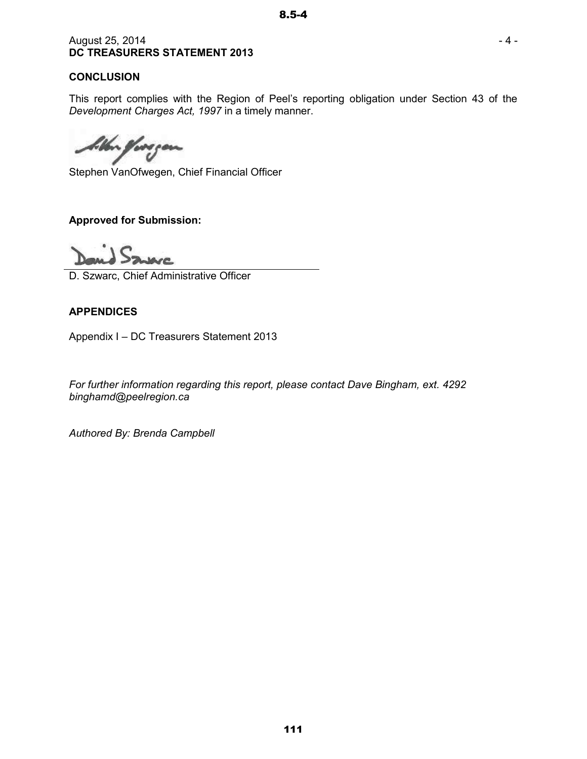August 25, 2014
**DC TREASURERS STATEMENT 2013**

**CONCLUSION**

This report complies with the Region of Peel's reporting obligation under Section 43 of the *Development Charges Act, 1997* in a timely manner.

Stephen VanOfwegen, Chief Financial Officer

**Approved for Submission:**

D. Szwarc, Chief Administrative Officer

**APPENDICES**

Appendix I – DC Treasurers Statement 2013

*For further information regarding this report, please contact Dave Bingham, ext. 4292 binghamd@peelregion.ca*

*Authored By: Brenda Campbell*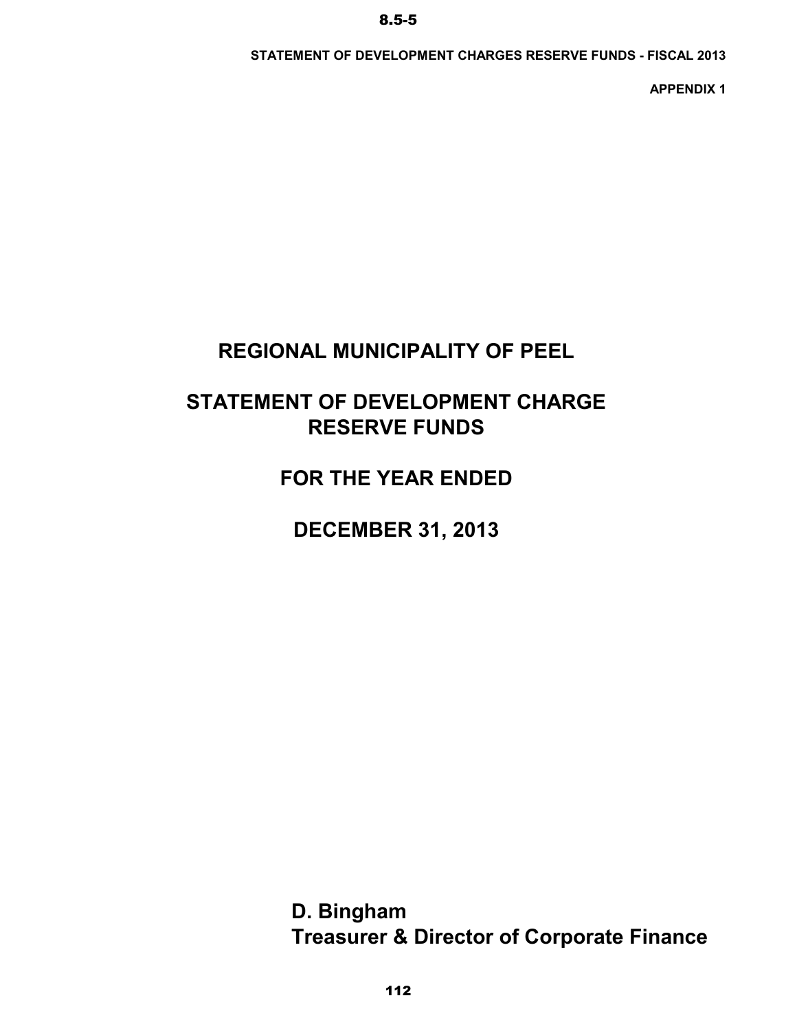STATEMENT OF DEVELOPMENT CHARGES RESERVE FUNDS - FISCAL 2013

APPENDIX 1

# REGIONAL MUNICIPALITY OF PEEL

# STATEMENT OF DEVELOPMENT CHARGE RESERVE FUNDS

# FOR THE YEAR ENDED

# DECEMBER 31, 2013

**D. Bingham**
**Treasurer & Director of Corporate Finance**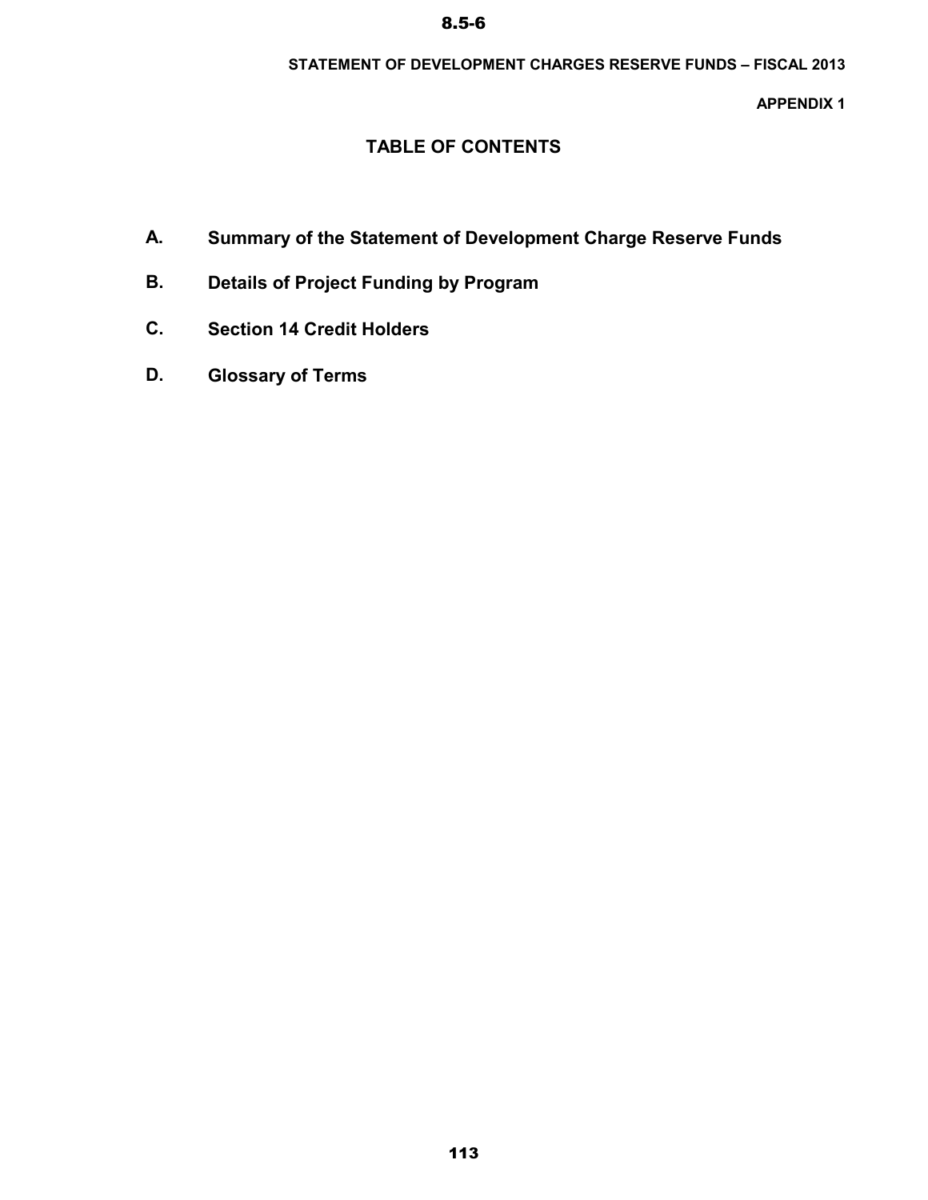**STATEMENT OF DEVELOPMENT CHARGES RESERVE FUNDS – FISCAL 2013**

**APPENDIX 1**

# TABLE OF CONTENTS

**A.** **Summary of the Statement of Development Charge Reserve Funds**

**B.** **Details of Project Funding by Program**

**C.** **Section 14 Credit Holders**

**D.** **Glossary of Terms**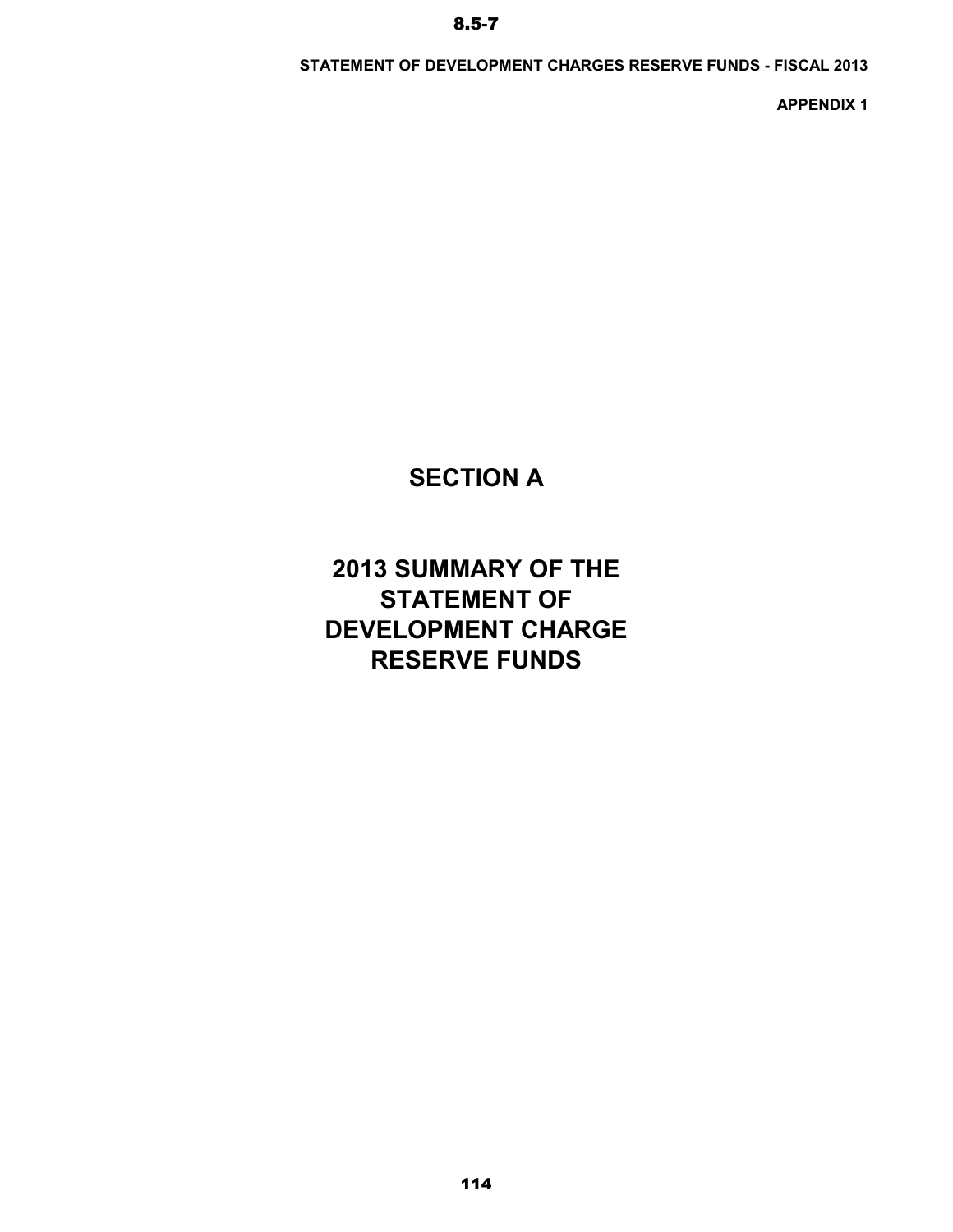**STATEMENT OF DEVELOPMENT CHARGES RESERVE FUNDS - FISCAL 2013**

**APPENDIX 1**

# SECTION A

# 2013 SUMMARY OF THE STATEMENT OF DEVELOPMENT CHARGE RESERVE FUNDS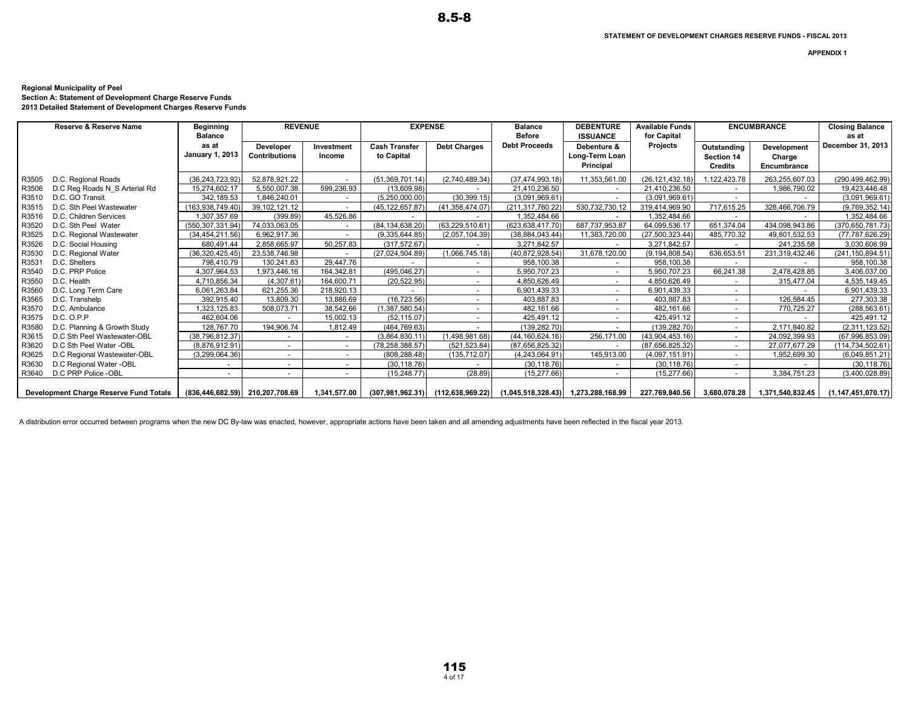**STATEMENT OF DEVELOPMENT CHARGES RESERVE FUNDS - FISCAL 2013**

**APPENDIX 1**

**Regional Municipality of Peel**
**Section A: Statement of Development Charge Reserve Funds**
**2013 Detailed Statement of Development Charges Reserve Funds**

| Reserve & Reserve Name | | Beginning Balance | REVENUE | | EXPENSE | | Balance Before | DEBENTURE ISSUANCE | Available Funds for Capital | ENCUMBRANCE | | Closing Balance as at |
|---|---|---|---|---|---|---|---|---|---|---|---|---|
| | | as at January 1, 2013 | Developer Contributions | Investment Income | Cash Transfer to Capital | Debt Charges | Debt Proceeds | Debenture & Long-Term Loan Principal | Projects | Outstanding Section 14 Credits | Development Charge Encumbrance | December 31, 2013 |
| R3505 | D.C. Regional Roads | (36,243,723.92) | 52,878,921.22 | - | (51,369,701.14) | (2,740,489.34) | (37,474,993.18) | 11,353,561.00 | (26,121,432.18) | 1,122,423.78 | 263,255,607.03 | (290,499,462.99) |
| R3506 | D.C Reg Roads N_S Arterial Rd | 15,274,602.17 | 5,550,007.38 | 599,236.93 | (13,609.98) | - | 21,410,236.50 | - | 21,410,236.50 | - | 1,986,790.02 | 19,423,446.48 |
| R3510 | D.C. GO Transit | 342,189.53 | 1,846,240.01 | - | (5,250,000.00) | (30,399.15) | (3,091,969.61) | - | (3,091,969.61) | - | - | (3,091,969.61) |
| R3515 | D.C. Sth Peel Wastewater | (163,938,749.40) | 39,102,121.12 | - | (45,122,657.87) | (41,358,474.07) | (211,317,760.22) | 530,732,730.12 | 319,414,969.90 | 717,615.25 | 328,466,706.79 | (9,769,352.14) |
| R3516 | D.C. Children Services | 1,307,357.69 | (399.89) | 45,526.86 | - | - | 1,352,484.66 | - | 1,352,484.66 | - | - | 1,352,484.66 |
| R3520 | D.C. Sth Peel Water | (550,307,331.94) | 74,033,063.05 | - | (84,134,638.20) | (63,229,510.61) | (623,638,417.70) | 687,737,953.87 | 64,099,536.17 | 651,374.04 | 434,098,943.86 | (370,650,781.73) |
| R3525 | D.C. Regional Wastewater | (34,454,211.56) | 6,962,917.36 | - | (9,335,644.85) | (2,057,104.39) | (38,884,043.44) | 11,383,720.00 | (27,500,323.44) | 485,770.32 | 49,801,532.53 | (77,787,626.29) |
| R3526 | D.C. Social Housing | 680,491.44 | 2,858,665.97 | 50,257.83 | (317,572.67) | - | 3,271,842.57 | - | 3,271,842.57 | - | 241,235.58 | 3,030,606.99 |
| R3530 | D.C. Regional Water | (36,320,425.45) | 23,538,746.98 | - | (27,024,504.89) | (1,066,745.18) | (40,872,928.54) | 31,678,120.00 | (9,194,808.54) | 636,653.51 | 231,319,432.46 | (241,150,894.51) |
| R3531 | D.C. Shelters | 798,410.79 | 130,241.83 | 29,447.76 | - | - | 958,100.38 | - | 958,100.38 | - | - | 958,100.38 |
| R3540 | D.C. PRP Police | 4,307,964.53 | 1,973,446.16 | 164,342.81 | (495,046.27) | - | 5,950,707.23 | - | 5,950,707.23 | 66,241.38 | 2,478,428.85 | 3,406,037.00 |
| R3550 | D.C. Health | 4,710,856.34 | (4,307.61) | 164,600.71 | (20,522.95) | - | 4,850,626.49 | - | 4,850,626.49 | - | 315,477.04 | 4,535,149.45 |
| R3560 | D.C. Long Term Care | 6,061,263.84 | 621,255.36 | 218,920.13 | - | - | 6,901,439.33 | - | 6,901,439.33 | - | - | 6,901,439.33 |
| R3565 | D.C. Transhelp | 392,915.40 | 13,809.30 | 13,886.69 | (16,723.56) | - | 403,887.83 | - | 403,887.83 | - | 126,584.45 | 277,303.38 |
| R3570 | D.C. Ambulance | 1,323,125.83 | 508,073.71 | 38,542.66 | (1,387,580.54) | - | 482,161.66 | - | 482,161.66 | - | 770,725.27 | (288,563.61) |
| R3575 | D.C. O.P.P | 462,604.06 | - | 15,002.13 | (52,115.07) | - | 425,491.12 | - | 425,491.12 | - | - | 425,491.12 |
| R3580 | D.C. Planning & Growth Study | 128,767.70 | 194,906.74 | 1,812.49 | (464,769.63) | - | (139,282.70) | - | (139,282.70) | - | 2,171,840.82 | (2,311,123.52) |
| R3615 | D.C Sth Peel Wastewater-OBL | (38,796,812.37) | - | - | (3,864,830.11) | (1,498,981.68) | (44,160,624.16) | 256,171.00 | (43,904,453.16) | - | 24,092,399.93 | (67,996,853.09) |
| R3620 | D.C Sth Peel Water -OBL | (8,876,912.91) | - | - | (78,258,388.57) | (521,523.84) | (87,656,825.32) | - | (87,656,825.32) | - | 27,077,677.29 | (114,734,502.61) |
| R3625 | D.C Regional Wastewater-OBL | (3,299,064.36) | - | - | (808,288.48) | (135,712.07) | (4,243,064.91) | 145,913.00 | (4,097,151.91) | - | 1,952,699.30 | (6,049,851.21) |
| R3630 | D.C Regional Water -OBL | - | - | - | (30,118.76) | - | (30,118.76) | - | (30,118.76) | - | - | (30,118.76) |
| R3640 | D.C PRP Police -OBL | - | - | - | (15,248.77) | (28.89) | (15,277.66) | - | (15,277.66) | - | 3,384,751.23 | (3,400,028.89) |
| **Development Charge Reserve Fund Totals** | | **(836,446,682.59)** | **210,207,708.69** | **1,341,577.00** | **(307,981,962.31)** | **(112,638,969.22)** | **(1,045,518,328.43)** | **1,273,288,168.99** | **227,769,840.56** | **3,680,078.28** | **1,371,540,832.45** | **(1,147,451,070.17)** |

A distribution error occurred between programs when the new DC By-law was enacted, however, appropriate actions have been taken and all amending adjustments have been reflected in the fiscal year 2013.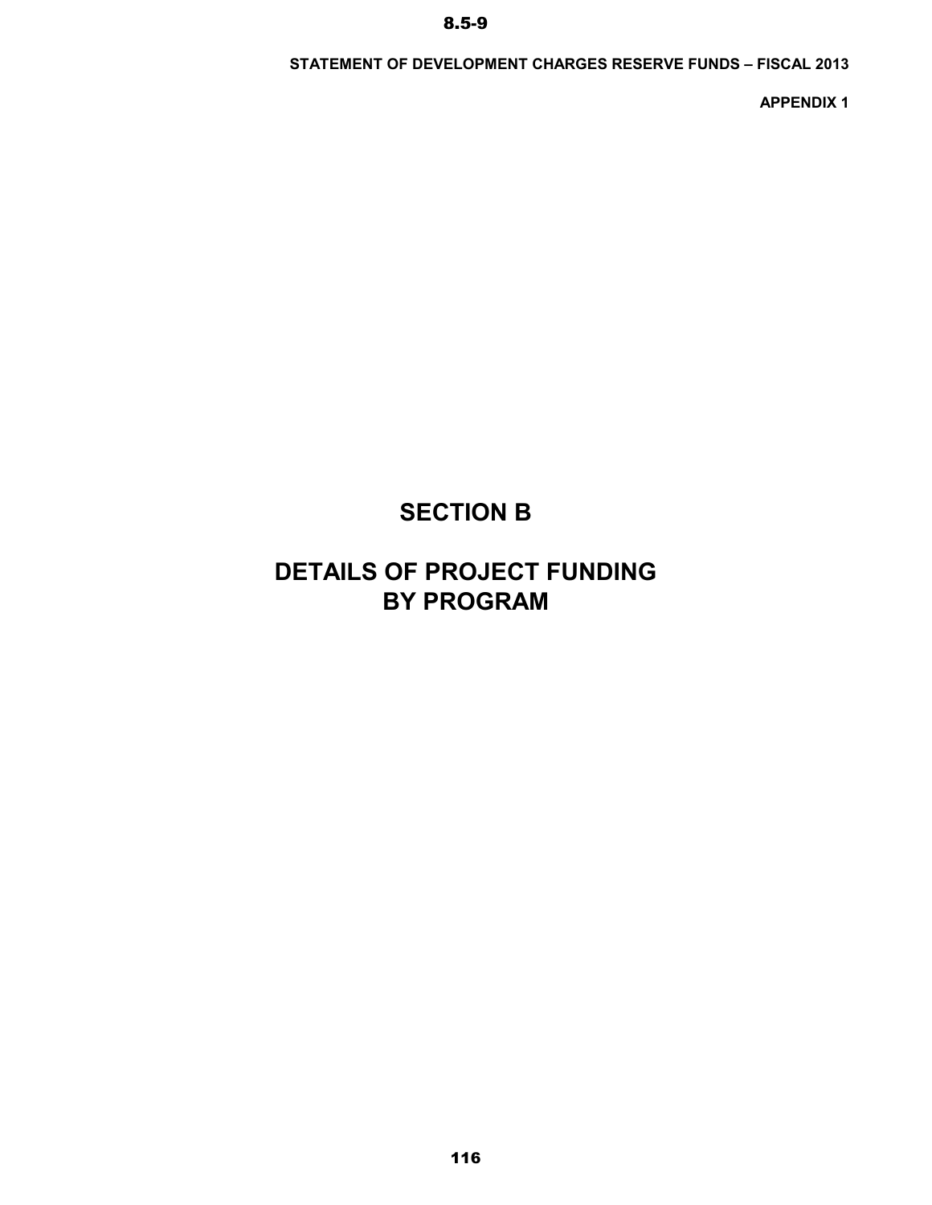# SECTION B

# DETAILS OF PROJECT FUNDING BY PROGRAM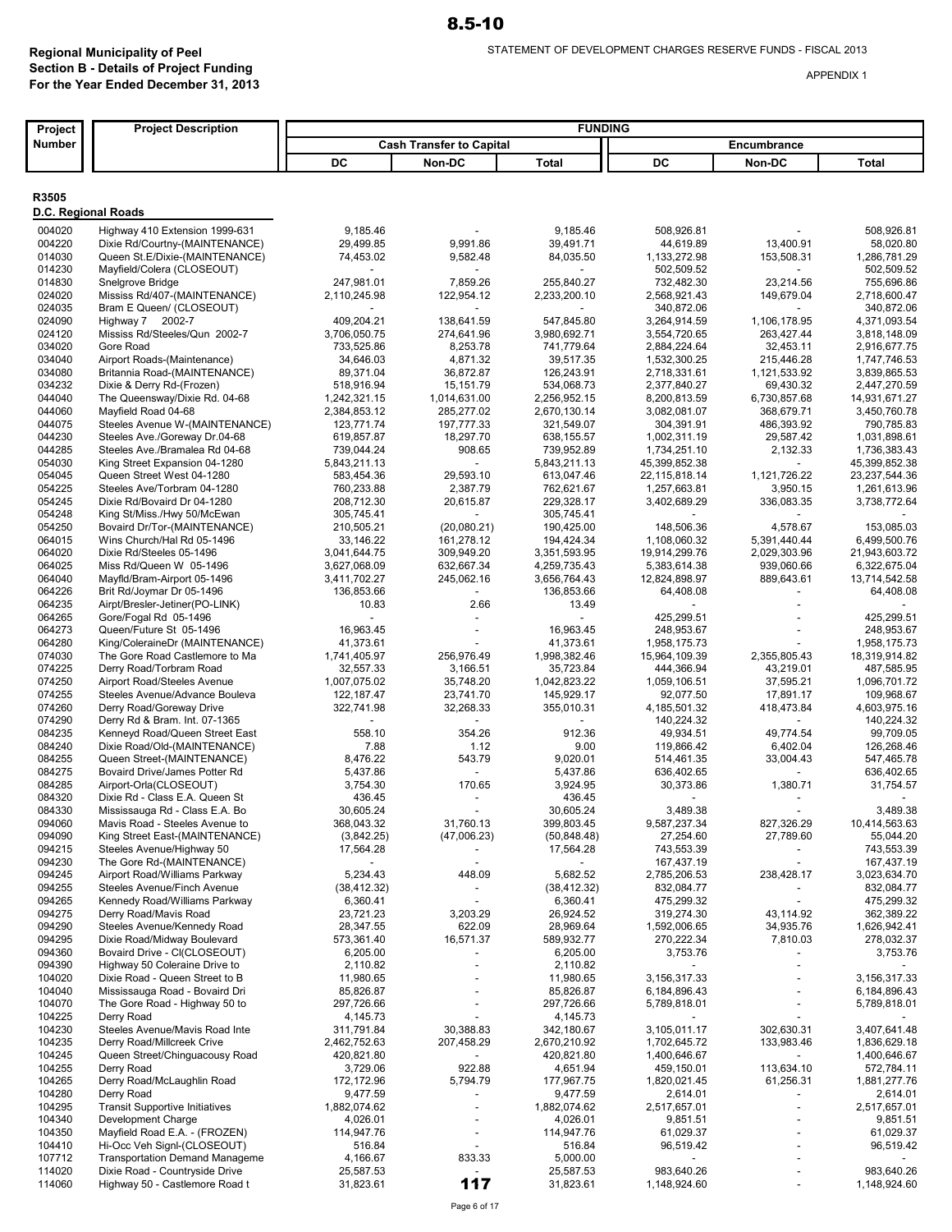**Regional Municipality of Peel**
**Section B - Details of Project Funding**
**For the Year Ended December 31, 2013**

STATEMENT OF DEVELOPMENT CHARGES RESERVE FUNDS - FISCAL 2013

APPENDIX 1

| Project Number | Project Description | FUNDING | | | | | |
|---|---|---|---|---|---|---|---|
| | | Cash Transfer to Capital | | | Encumbrance | | |
| | | DC | Non-DC | Total | DC | Non-DC | Total |
| **R3505** | | | | | | | |
| **D.C. Regional Roads** | | | | | | | |
| 004020 | Highway 410 Extension 1999-631 | 9,185.46 | - | 9,185.46 | 508,926.81 | - | 508,926.81 |
| 004220 | Dixie Rd/Courtny-(MAINTENANCE) | 29,499.85 | 9,991.86 | 39,491.71 | 44,619.89 | 13,400.91 | 58,020.80 |
| 014030 | Queen St.E/Dixie-(MAINTENANCE) | 74,453.02 | 9,582.48 | 84,035.50 | 1,133,272.98 | 153,508.31 | 1,286,781.29 |
| 014230 | Mayfield/Colera (CLOSEOUT) | - | - | - | 502,509.52 | - | 502,509.52 |
| 014830 | Snelgrove Bridge | 247,981.01 | 7,859.26 | 255,840.27 | 732,482.30 | 23,214.56 | 755,696.86 |
| 024020 | Mississ Rd/407-(MAINTENANCE) | 2,110,245.98 | 122,954.12 | 2,233,200.10 | 2,568,921.43 | 149,679.04 | 2,718,600.47 |
| 024035 | Bram E Queen/ (CLOSEOUT) | - | - | - | 340,872.06 | - | 340,872.06 |
| 024090 | Highway 7 2002-7 | 409,204.21 | 138,641.59 | 547,845.80 | 3,264,914.59 | 1,106,178.95 | 4,371,093.54 |
| 024120 | Mississ Rd/Steeles/Qun 2002-7 | 3,706,050.75 | 274,641.96 | 3,980,692.71 | 3,554,720.65 | 263,427.44 | 3,818,148.09 |
| 034020 | Gore Road | 733,525.86 | 8,253.78 | 741,779.64 | 2,884,224.64 | 32,453.11 | 2,916,677.75 |
| 034040 | Airport Roads-(Maintenance) | 34,646.03 | 4,871.32 | 39,517.35 | 1,532,300.25 | 215,446.28 | 1,747,746.53 |
| 034080 | Britannia Road-(MAINTENANCE) | 89,371.04 | 36,872.87 | 126,243.91 | 2,718,331.61 | 1,121,533.92 | 3,839,865.53 |
| 034232 | Dixie & Derry Rd-(Frozen) | 518,916.94 | 15,151.79 | 534,068.73 | 2,377,840.27 | 69,430.32 | 2,447,270.59 |
| 044040 | The Queensway/Dixie Rd. 04-68 | 1,242,321.15 | 1,014,631.00 | 2,256,952.15 | 8,200,813.59 | 6,730,857.68 | 14,931,671.27 |
| 044060 | Mayfield Road 04-68 | 2,384,853.12 | 285,277.02 | 2,670,130.14 | 3,082,081.07 | 368,679.71 | 3,450,760.78 |
| 044075 | Steeles Avenue W-(MAINTENANCE) | 123,771.74 | 197,777.33 | 321,549.07 | 304,391.91 | 486,393.92 | 790,785.83 |
| 044230 | Steeles Ave./Goreway Dr.04-68 | 619,857.87 | 18,297.70 | 638,155.57 | 1,002,311.19 | 29,587.42 | 1,031,898.61 |
| 044285 | Steeles Ave./Bramalea Rd 04-68 | 739,044.24 | 908.65 | 739,952.89 | 1,734,251.10 | 2,132.33 | 1,736,383.43 |
| 054030 | King Street Expansion 04-1280 | 5,843,211.13 | - | 5,843,211.13 | 45,399,852.38 | - | 45,399,852.38 |
| 054045 | Queen Street West 04-1280 | 583,454.36 | 29,593.10 | 613,047.46 | 22,115,818.14 | 1,121,726.22 | 23,237,544.36 |
| 054225 | Steeles Ave/Torbram 04-1280 | 760,233.88 | 2,387.79 | 762,621.67 | 1,257,663.81 | 3,950.15 | 1,261,613.96 |
| 054245 | Dixie Rd/Bovaird Dr 04-1280 | 208,712.30 | 20,615.87 | 229,328.17 | 3,402,689.29 | 336,083.35 | 3,738,772.64 |
| 054248 | King St/Miss./Hwy 50/McEwan | 305,745.41 | - | 305,745.41 | - | - | - |
| 054250 | Bovaird Dr/Tor-(MAINTENANCE) | 210,505.21 | (20,080.21) | 190,425.00 | 148,506.36 | 4,578.67 | 153,085.03 |
| 064015 | Wins Church/Hal Rd 05-1496 | 33,146.22 | 161,278.12 | 194,424.34 | 1,108,060.32 | 5,391,440.44 | 6,499,500.76 |
| 064020 | Dixie Rd/Steeles 05-1496 | 3,041,644.75 | 309,949.20 | 3,351,593.95 | 19,914,299.76 | 2,029,303.96 | 21,943,603.72 |
| 064025 | Miss Rd/Queen W 05-1496 | 3,627,068.09 | 632,667.34 | 4,259,735.43 | 5,383,614.38 | 939,060.66 | 6,322,675.04 |
| 064040 | Mayfld/Bram-Airport 05-1496 | 3,411,702.27 | 245,062.16 | 3,656,764.43 | 12,824,898.97 | 889,643.61 | 13,714,542.58 |
| 064226 | Brit Rd/Joymar Dr 05-1496 | 136,853.66 | - | 136,853.66 | 64,408.08 | - | 64,408.08 |
| 064235 | Airpt/Bresler-Jetiner(PO-LINK) | 10.83 | 2.66 | 13.49 | - | - | - |
| 064265 | Gore/Fogal Rd 05-1496 | - | - | - | 425,299.51 | - | 425,299.51 |
| 064273 | Queen/Future St 05-1496 | 16,963.45 | - | 16,963.45 | 248,953.67 | - | 248,953.67 |
| 064280 | King/ColeraineDr (MAINTENANCE) | 41,373.61 | - | 41,373.61 | 1,958,175.73 | - | 1,958,175.73 |
| 074030 | The Gore Road Castlemore to Ma | 1,741,405.97 | 256,976.49 | 1,998,382.46 | 15,964,109.39 | 2,355,805.43 | 18,319,914.82 |
| 074225 | Derry Road/Torbram Road | 32,557.33 | 3,166.51 | 35,723.84 | 444,366.94 | 43,219.01 | 487,585.95 |
| 074250 | Airport Road/Steeles Avenue | 1,007,075.02 | 35,748.20 | 1,042,823.22 | 1,059,106.51 | 37,595.21 | 1,096,701.72 |
| 074255 | Steeles Avenue/Advance Bouleva | 122,187.47 | 23,741.70 | 145,929.17 | 92,077.50 | 17,891.17 | 109,968.67 |
| 074260 | Derry Road/Goreway Drive | 322,741.98 | 32,268.33 | 355,010.31 | 4,185,501.32 | 418,473.84 | 4,603,975.16 |
| 074290 | Derry Rd & Bram. Int. 07-1365 | - | - | - | 140,224.32 | - | 140,224.32 |
| 084235 | Kenneyd Road/Queen Street East | 558.10 | 354.26 | 912.36 | 49,934.51 | 49,774.54 | 99,709.05 |
| 084240 | Dixie Road/Old-(MAINTENANCE) | 7.88 | 1.12 | 9.00 | 119,866.42 | 6,402.04 | 126,268.46 |
| 084255 | Queen Street-(MAINTENANCE) | 8,476.22 | 543.79 | 9,020.01 | 514,461.35 | 33,004.43 | 547,465.78 |
| 084275 | Bovaird Drive/James Potter Rd | 5,437.86 | - | 5,437.86 | 636,402.65 | - | 636,402.65 |
| 084285 | Airport-Orla(CLOSEOUT) | 3,754.30 | 170.65 | 3,924.95 | 30,373.86 | 1,380.71 | 31,754.57 |
| 084320 | Dixie Rd - Class E.A. Queen St | 436.45 | - | 436.45 | - | - | - |
| 084330 | Mississauga Rd - Class E.A. Bo | 30,605.24 | - | 30,605.24 | 3,489.38 | - | 3,489.38 |
| 094060 | Mavis Road - Steeles Avenue to | 368,043.32 | 31,760.13 | 399,803.45 | 9,587,237.34 | 827,326.29 | 10,414,563.63 |
| 094090 | King Street East-(MAINTENANCE) | (3,842.25) | (47,006.23) | (50,848.48) | 27,254.60 | 27,789.60 | 55,044.20 |
| 094215 | Steeles Avenue/Highway 50 | 17,564.28 | - | 17,564.28 | 743,553.39 | - | 743,553.39 |
| 094230 | The Gore Rd-(MAINTENANCE) | - | - | - | 167,437.19 | - | 167,437.19 |
| 094245 | Airport Road/Williams Parkway | 5,234.43 | 448.09 | 5,682.52 | 2,785,206.53 | 238,428.17 | 3,023,634.70 |
| 094255 | Steeles Avenue/Finch Avenue | (38,412.32) | - | (38,412.32) | 832,084.77 | - | 832,084.77 |
| 094265 | Kennedy Road/Williams Parkway | 6,360.41 | - | 6,360.41 | 475,299.32 | - | 475,299.32 |
| 094275 | Derry Road/Mavis Road | 23,721.23 | 3,203.29 | 26,924.52 | 319,274.30 | 43,114.92 | 362,389.22 |
| 094290 | Steeles Avenue/Kennedy Road | 28,347.55 | 622.09 | 28,969.64 | 1,592,006.65 | 34,935.76 | 1,626,942.41 |
| 094295 | Dixie Road/Midway Boulevard | 573,361.40 | 16,571.37 | 589,932.77 | 270,222.34 | 7,810.03 | 278,032.37 |
| 094360 | Bovaird Drive - Cl(CLOSEOUT) | 6,205.00 | - | 6,205.00 | 3,753.76 | - | 3,753.76 |
| 094390 | Highway 50 Coleraine Drive to | 2,110.82 | - | 2,110.82 | - | - | - |
| 104020 | Dixie Road - Queen Street to B | 11,980.65 | - | 11,980.65 | 3,156,317.33 | - | 3,156,317.33 |
| 104040 | Mississauga Road - Bovaird Dri | 85,826.87 | - | 85,826.87 | 6,184,896.43 | - | 6,184,896.43 |
| 104070 | The Gore Road - Highway 50 to | 297,726.66 | - | 297,726.66 | 5,789,818.01 | - | 5,789,818.01 |
| 104225 | Derry Road | 4,145.73 | - | 4,145.73 | - | - | - |
| 104230 | Steeles Avenue/Mavis Road Inte | 311,791.84 | 30,388.83 | 342,180.67 | 3,105,011.17 | 302,630.31 | 3,407,641.48 |
| 104235 | Derry Road/Millcreek Crive | 2,462,752.63 | 207,458.29 | 2,670,210.92 | 1,702,645.72 | 133,983.46 | 1,836,629.18 |
| 104245 | Queen Street/Chinguacousy Road | 420,821.80 | - | 420,821.80 | 1,400,646.67 | - | 1,400,646.67 |
| 104255 | Derry Road | 3,729.06 | 922.88 | 4,651.94 | 459,150.01 | 113,634.10 | 572,784.11 |
| 104265 | Derry Road/McLaughlin Road | 172,172.96 | 5,794.79 | 177,967.75 | 1,820,021.45 | 61,256.31 | 1,881,277.76 |
| 104280 | Derry Road | 9,477.59 | - | 9,477.59 | 2,614.01 | - | 2,614.01 |
| 104295 | Transit Supportive Initiatives | 1,882,074.62 | - | 1,882,074.62 | 2,517,657.01 | - | 2,517,657.01 |
| 104340 | Development Charge | 4,026.01 | - | 4,026.01 | 9,851.51 | - | 9,851.51 |
| 104350 | Mayfield Road E.A. - (FROZEN) | 114,947.76 | - | 114,947.76 | 61,029.37 | - | 61,029.37 |
| 104410 | Hi-Occ Veh Signl-(CLOSEOUT) | 516.84 | - | 516.84 | 96,519.42 | - | 96,519.42 |
| 107712 | Transportation Demand Manageme | 4,166.67 | 833.33 | 5,000.00 | - | - | - |
| 114020 | Dixie Road - Countryside Drive | 25,587.53 | - | 25,587.53 | 983,640.26 | - | 983,640.26 |
| 114060 | Highway 50 - Castlemore Road t | 31,823.61 | - | 31,823.61 | 1,148,924.60 | - | 1,148,924.60 |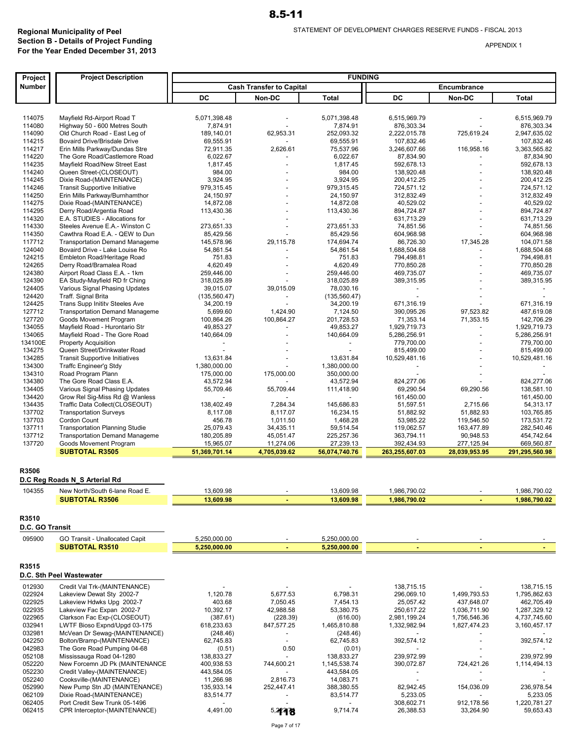**Regional Municipality of Peel**
**Section B - Details of Project Funding**
**For the Year Ended December 31, 2013**

STATEMENT OF DEVELOPMENT CHARGES RESERVE FUNDS - FISCAL 2013

APPENDIX 1

| Project Number | Project Description | FUNDING | | | | | |
|---|---|---|---|---|---|---|---|
| | | Cash Transfer to Capital | | | Encumbrance | | |
| | | DC | Non-DC | Total | DC | Non-DC | Total |
| 114075 | Mayfield Rd-Airport Road T | 5,071,398.48 | - | 5,071,398.48 | 6,515,969.79 | - | 6,515,969.79 |
| 114080 | Highway 50 - 600 Metres South | 7,874.91 | - | 7,874.91 | 876,303.34 | - | 876,303.34 |
| 114090 | Old Church Road - East Leg of | 189,140.01 | 62,953.31 | 252,093.32 | 2,222,015.78 | 725,619.24 | 2,947,635.02 |
| 114215 | Bovaird Drive/Brisdale Drive | 69,555.91 | - | 69,555.91 | 107,832.46 | - | 107,832.46 |
| 114217 | Erin Mills Parkway/Dundas Stre | 72,911.35 | 2,626.61 | 75,537.96 | 3,246,607.66 | 116,958.16 | 3,363,565.82 |
| 114220 | The Gore Road/Castlemore Road | 6,022.67 | - | 6,022.67 | 87,834.90 | - | 87,834.90 |
| 114235 | Mayfield Road/New Street East | 1,817.45 | - | 1,817.45 | 592,678.13 | - | 592,678.13 |
| 114240 | Queen Street-(CLOSEOUT) | 984.00 | - | 984.00 | 138,920.48 | - | 138,920.48 |
| 114245 | Dixie Road-(MAINTENANCE) | 3,924.95 | - | 3,924.95 | 200,412.25 | - | 200,412.25 |
| 114246 | Transit Supportive Initiative | 979,315.45 | - | 979,315.45 | 724,571.12 | - | 724,571.12 |
| 114250 | Erin Mills Parkway/Burnhamthor | 24,150.97 | - | 24,150.97 | 312,832.49 | - | 312,832.49 |
| 114275 | Dixie Road-(MAINTENANCE) | 14,872.08 | - | 14,872.08 | 40,529.02 | - | 40,529.02 |
| 114295 | Derry Road/Argentia Road | 113,430.36 | - | 113,430.36 | 894,724.87 | - | 894,724.87 |
| 114320 | E.A. STUDIES - Allocations for | - | - | - | 631,713.29 | - | 631,713.29 |
| 114330 | Steeles Avenue E.A.- Winston C | 273,651.33 | - | 273,651.33 | 74,851.56 | - | 74,851.56 |
| 114350 | Cawthra Road E.A. - QEW to Dun | 85,429.56 | - | 85,429.56 | 604,968.98 | - | 604,968.98 |
| 117712 | Transportation Demand Manageme | 145,578.96 | 29,115.78 | 174,694.74 | 86,726.30 | 17,345.28 | 104,071.58 |
| 124040 | Bovaird Drive - Lake Louise Ro | 54,861.54 | - | 54,861.54 | 1,688,504.68 | - | 1,688,504.68 |
| 124215 | Embleton Road/Heritage Road | 751.83 | - | 751.83 | 794,498.81 | - | 794,498.81 |
| 124265 | Derry Road/Bramalea Road | 4,620.49 | - | 4,620.49 | 770,850.28 | - | 770,850.28 |
| 124380 | Airport Road Class E.A. - 1km | 259,446.00 | - | 259,446.00 | 469,735.07 | - | 469,735.07 |
| 124390 | EA Study-Mayfield RD fr Ching | 318,025.89 | - | 318,025.89 | 389,315.95 | - | 389,315.95 |
| 124405 | Various Signal Phasing Updates | 39,015.07 | 39,015.09 | 78,030.16 | - | - | - |
| 124420 | Traff. Signal Brita | (135,560.47) | - | (135,560.47) | - | - | - |
| 124425 | Trans Supp Initiv Steeles Ave | 34,200.19 | - | 34,200.19 | 671,316.19 | - | 671,316.19 |
| 127712 | Transportation Demand Manageme | 5,699.60 | 1,424.90 | 7,124.50 | 390,095.26 | 97,523.82 | 487,619.08 |
| 127720 | Goods Movement Program | 100,864.26 | 100,864.27 | 201,728.53 | 71,353.14 | 71,353.15 | 142,706.29 |
| 134055 | Mayfield Road - Hurontario Str | 49,853.27 | - | 49,853.27 | 1,929,719.73 | - | 1,929,719.73 |
| 134065 | Mayfield Road - The Gore Road | 140,664.09 | - | 140,664.09 | 5,286,256.91 | - | 5,286,256.91 |
| 134100E | Property Acquisition | - | - | - | 779,700.00 | - | 779,700.00 |
| 134275 | Queen Street/Drinkwater Road | - | - | - | 815,499.00 | - | 815,499.00 |
| 134285 | Transit Supportive Initiatives | 13,631.84 | - | 13,631.84 | 10,529,481.16 | - | 10,529,481.16 |
| 134300 | Traffc Engineer'g Stdy | 1,380,000.00 | - | 1,380,000.00 | - | - | - |
| 134310 | Road Program Plann | 175,000.00 | 175,000.00 | 350,000.00 | - | - | - |
| 134380 | The Gore Road Class E.A. | 43,572.94 | - | 43,572.94 | 824,277.06 | - | 824,277.06 |
| 134405 | Various Signal Phasing Updates | 55,709.46 | 55,709.44 | 111,418.90 | 69,290.54 | 69,290.56 | 138,581.10 |
| 134420 | Grow Rel Sig-Miss Rd @ Wanless | - | - | - | 161,450.00 | - | 161,450.00 |
| 134435 | Traffic Data Collect(CLOSEOUT) | 138,402.49 | 7,284.34 | 145,686.83 | 51,597.51 | 2,715.66 | 54,313.17 |
| 137702 | Transportation Surveys | 8,117.08 | 8,117.07 | 16,234.15 | 51,882.92 | 51,882.93 | 103,765.85 |
| 137703 | Cordon Count | 456.78 | 1,011.50 | 1,468.28 | 53,985.22 | 119,546.50 | 173,531.72 |
| 137711 | Transportation Planning Studie | 25,079.43 | 34,435.11 | 59,514.54 | 119,062.57 | 163,477.89 | 282,540.46 |
| 137712 | Transportation Demand Manageme | 180,205.89 | 45,051.47 | 225,257.36 | 363,794.11 | 90,948.53 | 454,742.64 |
| 137720 | Goods Movement Program | 15,965.07 | 11,274.06 | 27,239.13 | 392,434.93 | 277,125.94 | 669,560.87 |
| | **SUBTOTAL R3505** | **51,369,701.14** | **4,705,039.62** | **56,074,740.76** | **263,255,607.03** | **28,039,953.95** | **291,295,560.98** |
| **R3506** | | | | | | | |
| **D.C Reg Roads N_S Arterial Rd** | | | | | | | |
| 104355 | New North/South 6-lane Road E. | 13,609.98 | - | 13,609.98 | 1,986,790.02 | - | 1,986,790.02 |
| | **SUBTOTAL R3506** | **13,609.98** | **-** | **13,609.98** | **1,986,790.02** | **-** | **1,986,790.02** |
| **R3510** | | | | | | | |
| **D.C. GO Transit** | | | | | | | |
| 095900 | GO Transit - Unallocated Capit | 5,250,000.00 | - | 5,250,000.00 | - | - | - |
| | **SUBTOTAL R3510** | **5,250,000.00** | **-** | **5,250,000.00** | **-** | **-** | **-** |
| **R3515** | | | | | | | |
| **D.C. Sth Peel Wastewater** | | | | | | | |
| 012930 | Credit Val Trk-(MAINTENANCE) | - | - | - | 138,715.15 | - | 138,715.15 |
| 022924 | Lakeview Dewat Sty 2002-7 | 1,120.78 | 5,677.53 | 6,798.31 | 296,069.10 | 1,499,793.53 | 1,795,862.63 |
| 022925 | Lakeview Hdwks Upg 2002-7 | 403.68 | 7,050.45 | 7,454.13 | 25,057.42 | 437,648.07 | 462,705.49 |
| 022935 | Lakeview Fac Expan 2002-7 | 10,392.17 | 42,988.58 | 53,380.75 | 250,617.22 | 1,036,711.90 | 1,287,329.12 |
| 022965 | Clarkson Fac Exp-(CLOSEOUT) | (387.61) | (228.39) | (616.00) | 2,981,199.24 | 1,756,546.36 | 4,737,745.60 |
| 032941 | LWTF Bioso Expnd/Upgd 03-175 | 618,233.63 | 847,577.25 | 1,465,810.88 | 1,332,982.94 | 1,827,474.23 | 3,160,457.17 |
| 032981 | McVean Dr Sewag-(MAINTENANCE) | (248.46) | - | (248.46) | - | - | - |
| 042250 | Bolton/Bramp-(MAINTENANCE) | 62,745.83 | - | 62,745.83 | 392,574.12 | - | 392,574.12 |
| 042983 | The Gore Road Pumping 04-68 | (0.51) | 0.50 | (0.01) | - | - | - |
| 052108 | Mississauga Road 04-1280 | 138,833.27 | - | 138,833.27 | 239,972.99 | - | 239,972.99 |
| 052220 | New Forcemn JD Pk (MAINTENANCE | 400,938.53 | 744,600.21 | 1,145,538.74 | 390,072.87 | 724,421.26 | 1,114,494.13 |
| 052230 | Credit Valley-(MAINTENANCE) | 443,584.05 | - | 443,584.05 | - | - | - |
| 052240 | Cooksville-(MAINTENANCE) | 11,266.98 | 2,816.73 | 14,083.71 | - | - | - |
| 052990 | New Pump Stn JD (MAINTENANCE) | 135,933.14 | 252,447.41 | 388,380.55 | 82,942.45 | 154,036.09 | 236,978.54 |
| 062109 | Dixie Road-(MAINTENANCE) | 83,514.77 | - | 83,514.77 | 5,233.05 | - | 5,233.05 |
| 062405 | Port Credit Sew Trunk 05-1496 | - | - | - | 308,602.71 | 912,178.56 | 1,220,781.27 |
| 062415 | CPR Interceptor-(MAINTENANCE) | 4,491.00 | 5,223.74 | 9,714.74 | 26,388.53 | 33,264.90 | 59,653.43 |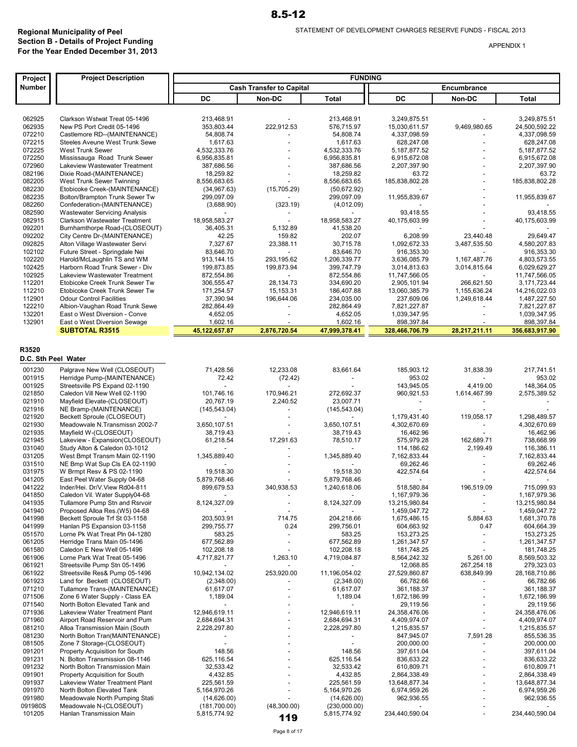**Regional Municipality of Peel**
**Section B - Details of Project Funding**
**For the Year Ended December 31, 2013**

STATEMENT OF DEVELOPMENT CHARGES RESERVE FUNDS - FISCAL 2013

APPENDIX 1

| Project Number | Project Description | FUNDING | | | | | |
|---|---|---|---|---|---|---|---|
| | | Cash Transfer to Capital | | | Encumbrance | | |
| | | DC | Non-DC | Total | DC | Non-DC | Total |
| 062925 | Clarkson Wstwat Treat 05-1496 | 213,468.91 | - | 213,468.91 | 3,249,875.51 | - | 3,249,875.51 |
| 062935 | New PS Port Credit 05-1496 | 353,803.44 | 222,912.53 | 576,715.97 | 15,030,611.57 | 9,469,980.65 | 24,500,592.22 |
| 072210 | Castlemore RD--(MAINTENANCE) | 54,808.74 | - | 54,808.74 | 4,337,098.59 | - | 4,337,098.59 |
| 072215 | Steeles Aveune West Trunk Sewe | 1,617.63 | - | 1,617.63 | 628,247.08 | - | 628,247.08 |
| 072225 | West Trunk Sewer | 4,532,333.76 | - | 4,532,333.76 | 5,187,877.52 | - | 5,187,877.52 |
| 072250 | Mississauga Road Trunk Sewer | 6,956,835.81 | - | 6,956,835.81 | 6,915,672.08 | - | 6,915,672.08 |
| 072960 | Lakeview Wastewater Treatment | 387,686.56 | - | 387,686.56 | 2,207,397.90 | - | 2,207,397.90 |
| 082196 | Dixie Road-(MAINTENANCE) | 18,259.82 | - | 18,259.82 | 63.72 | - | 63.72 |
| 082205 | West Trunk Sewer Twinning | 8,556,683.65 | - | 8,556,683.65 | 185,838,802.28 | - | 185,838,802.28 |
| 082230 | Etobicoke Creek-(MAINTENANCE) | (34,967.63) | (15,705.29) | (50,672.92) | - | - | - |
| 082235 | Bolton/Brampton Trunk Sewer Tw | 299,097.09 | - | 299,097.09 | 11,955,839.67 | - | 11,955,839.67 |
| 082260 | Confederation-(MAINTENANCE) | (3,688.90) | (323.19) | (4,012.09) | - | - | - |
| 082590 | Wastewater Servicing Analysis | - | - | - | 93,418.55 | - | 93,418.55 |
| 082915 | Clarkson Wastewater Treatment | 18,958,583.27 | - | 18,958,583.27 | 40,175,603.99 | - | 40,175,603.99 |
| 092201 | Burnhamthorpe Road-(CLOSEOUT) | 36,405.31 | 5,132.89 | 41,538.20 | - | - | - |
| 092202 | City Centre Dr-(MAINTENANCE) | 42.25 | 159.82 | 202.07 | 6,208.99 | 23,440.48 | 29,649.47 |
| 092825 | Alton Village Wastewater Servi | 7,327.67 | 23,388.11 | 30,715.78 | 1,092,672.33 | 3,487,535.50 | 4,580,207.83 |
| 102102 | Future Street - Springdale Nei | 83,646.70 | - | 83,646.70 | 916,353.30 | - | 916,353.30 |
| 102220 | Harold/McLaughlin TS and WM | 913,144.15 | 293,195.62 | 1,206,339.77 | 3,636,085.79 | 1,167,487.76 | 4,803,573.55 |
| 102425 | Harborn Road Trunk Sewer - Div | 199,873.85 | 199,873.94 | 399,747.79 | 3,014,813.63 | 3,014,815.64 | 6,029,629.27 |
| 102925 | Lakeview Wastewater Treatment | 872,554.86 | - | 872,554.86 | 11,747,566.05 | - | 11,747,566.05 |
| 112201 | Etobicoke Creek Trunk Sewer Tw | 306,555.47 | 28,134.73 | 334,690.20 | 2,905,101.94 | 266,621.50 | 3,171,723.44 |
| 112210 | Etobicoke Creek Trunk Sewer Tw | 171,254.57 | 15,153.31 | 186,407.88 | 13,060,385.79 | 1,155,636.24 | 14,216,022.03 |
| 112901 | Odour Control Facilities | 37,390.94 | 196,644.06 | 234,035.00 | 237,609.06 | 1,249,618.44 | 1,487,227.50 |
| 122210 | Albion-Vaughan Road Trunk Sewe | 282,864.49 | - | 282,864.49 | 7,821,227.87 | - | 7,821,227.87 |
| 132201 | East o West Diversion - Conve | 4,652.05 | - | 4,652.05 | 1,039,347.95 | - | 1,039,347.95 |
| 132901 | East o West Diversion Sewage | 1,602.16 | - | 1,602.16 | 898,397.84 | - | 898,397.84 |
| | **SUBTOTAL R3515** | **45,122,657.87** | **2,876,720.54** | **47,999,378.41** | **328,466,706.79** | **28,217,211.11** | **356,683,917.90** |
| **R3520** | | | | | | | |
| **D.C. Sth Peel Water** | | | | | | | |
| 001230 | Palgrave New Well (CLOSEOUT) | 71,428.56 | 12,233.08 | 83,661.64 | 185,903.12 | 31,838.39 | 217,741.51 |
| 001915 | Herridge Pump-(MAINTENANCE) | 72.42 | (72.42) | - | 953.02 | - | 953.02 |
| 001925 | Streetsville PS Expand 02-1190 | - | - | - | 143,945.05 | 4,419.00 | 148,364.05 |
| 021850 | Caledon Vill New Well 02-1190 | 101,746.16 | 170,946.21 | 272,692.37 | 960,921.53 | 1,614,467.99 | 2,575,389.52 |
| 021910 | Mayfield Elevate-(CLOSEOUT) | 20,767.19 | 2,240.52 | 23,007.71 | - | - | - |
| 021916 | NE Bramp-(MAINTENANCE) | (145,543.04) | - | (145,543.04) | - | - | - |
| 021920 | Beckett Sproule (CLOSEOUT) | - | - | - | 1,179,431.40 | 119,058.17 | 1,298,489.57 |
| 021930 | Meadowvale N.Transmissn 2002-7 | 3,650,107.51 | - | 3,650,107.51 | 4,302,670.69 | - | 4,302,670.69 |
| 021935 | Mayfield W-(CLOSEOUT) | 38,719.43 | - | 38,719.43 | 16,462.96 | - | 16,462.96 |
| 021945 | Lakeview - Expansion(CLOSEOUT) | 61,218.54 | 17,291.63 | 78,510.17 | 575,979.28 | 162,689.71 | 738,668.99 |
| 031040 | Study Alton & Caledon 03-1012 | - | - | - | 114,186.62 | 2,199.49 | 116,386.11 |
| 031205 | West Bmpt Transm Main 02-1190 | 1,345,889.40 | - | 1,345,889.40 | 7,162,833.44 | - | 7,162,833.44 |
| 031510 | NE Bmp Wat Sup Cls EA 02-1190 | - | - | - | 69,262.46 | - | 69,262.46 |
| 031975 | W Brmpt Resv & PS 02-1190 | 19,518.30 | - | 19,518.30 | 422,574.64 | - | 422,574.64 |
| 041205 | East Peel Water Supply 04-68 | 5,879,768.46 | - | 5,879,768.46 | - | - | - |
| 041222 | Inder/Hei. Dr/V.View Rd04-811 | 899,679.53 | 340,938.53 | 1,240,618.06 | 518,580.84 | 196,519.09 | 715,099.93 |
| 041850 | Caledon Vil. Water Supply04-68 | - | - | - | 1,167,979.36 | - | 1,167,979.36 |
| 041935 | Tullamore Pump Stn and Rsrvoir | 8,124,327.09 | - | 8,124,327.09 | 13,215,980.84 | - | 13,215,980.84 |
| 041940 | Proposed Alloa Res.(W5) 04-68 | - | - | - | 1,459,047.72 | - | 1,459,047.72 |
| 041998 | Beckett Sproule Trf St 03-1158 | 203,503.91 | 714.75 | 204,218.66 | 1,675,486.15 | 5,884.63 | 1,681,370.78 |
| 041999 | Hanlan PS Expansion 03-1158 | 299,755.77 | 0.24 | 299,756.01 | 604,663.92 | 0.47 | 604,664.39 |
| 051570 | Lorne Pk Wat Treat Pln 04-1280 | 583.25 | - | 583.25 | 153,273.25 | - | 153,273.25 |
| 061205 | Herridge Trans Main 05-1496 | 677,562.89 | - | 677,562.89 | 1,261,347.57 | - | 1,261,347.57 |
| 061580 | Caledon E New Well 05-1496 | 102,208.18 | - | 102,208.18 | 181,748.25 | - | 181,748.25 |
| 061906 | Lorne Park Wat Treat 05-1496 | 4,717,821.77 | 1,263.10 | 4,719,084.87 | 8,564,242.32 | 5,261.00 | 8,569,503.32 |
| 061921 | Streetsville Pump Stn 05-1496 | - | - | - | 12,068.85 | 267,254.18 | 279,323.03 |
| 061922 | Streetsville Res& Pump 05-1496 | 10,942,134.02 | 253,920.00 | 11,196,054.02 | 27,529,860.87 | 638,849.99 | 28,168,710.86 |
| 061923 | Land for Beckett (CLOSEOUT) | (2,348.00) | - | (2,348.00) | 66,782.66 | - | 66,782.66 |
| 071210 | Tullamore Trans-(MAINTENANCE) | 61,617.07 | - | 61,617.07 | 361,188.37 | - | 361,188.37 |
| 071506 | Zone 6 Water Supply - Class EA | 1,189.04 | - | 1,189.04 | 1,672,186.99 | - | 1,672,186.99 |
| 071540 | North Bolton Elevated Tank and | - | - | - | 29,119.56 | - | 29,119.56 |
| 071936 | Lakeview Water Treatment Plant | 12,946,619.11 | - | 12,946,619.11 | 24,358,476.06 | - | 24,358,476.06 |
| 071960 | Airport Road Reservoir and Pum | 2,684,694.31 | - | 2,684,694.31 | 4,409,974.07 | - | 4,409,974.07 |
| 081210 | Alloa Transmission Main (South | 2,228,297.80 | - | 2,228,297.80 | 1,215,835.57 | - | 1,215,835.57 |
| 081230 | North Bolton Tran(MAINTENANCE) | - | - | - | 847,945.07 | 7,591.28 | 855,536.35 |
| 081505 | Zone 7 Storage-(CLOSEOUT) | - | - | - | 200,000.00 | - | 200,000.00 |
| 091201 | Property Acquisition for South | 148.56 | - | 148.56 | 397,611.04 | - | 397,611.04 |
| 091231 | N. Bolton Transmission 08-1146 | 625,116.54 | - | 625,116.54 | 836,633.22 | - | 836,633.22 |
| 091232 | North Bolton Transmission Main | 32,533.42 | - | 32,533.42 | 610,809.71 | - | 610,809.71 |
| 091901 | Property Acquisition for South | 4,432.85 | - | 4,432.85 | 2,864,338.49 | - | 2,864,338.49 |
| 091937 | Lakeview Water Treatment Plant | 225,561.59 | - | 225,561.59 | 13,648,877.34 | - | 13,648,877.34 |
| 091970 | North Bolton Elevated Tank | 5,164,970.26 | - | 5,164,970.26 | 6,974,959.26 | - | 6,974,959.26 |
| 091980 | Meadowvale North Pumping Stati | (14,626.00) | - | (14,626.00) | 962,936.55 | - | 962,936.55 |
| 091980S | Meadowvale N-(CLOSEOUT) | (181,700.00) | (48,300.00) | (230,000.00) | - | - | - |
| 101205 | Hanlan Transmission Main | 5,815,774.92 | | 5,815,774.92 | 234,440,590.04 | - | 234,440,590.04 |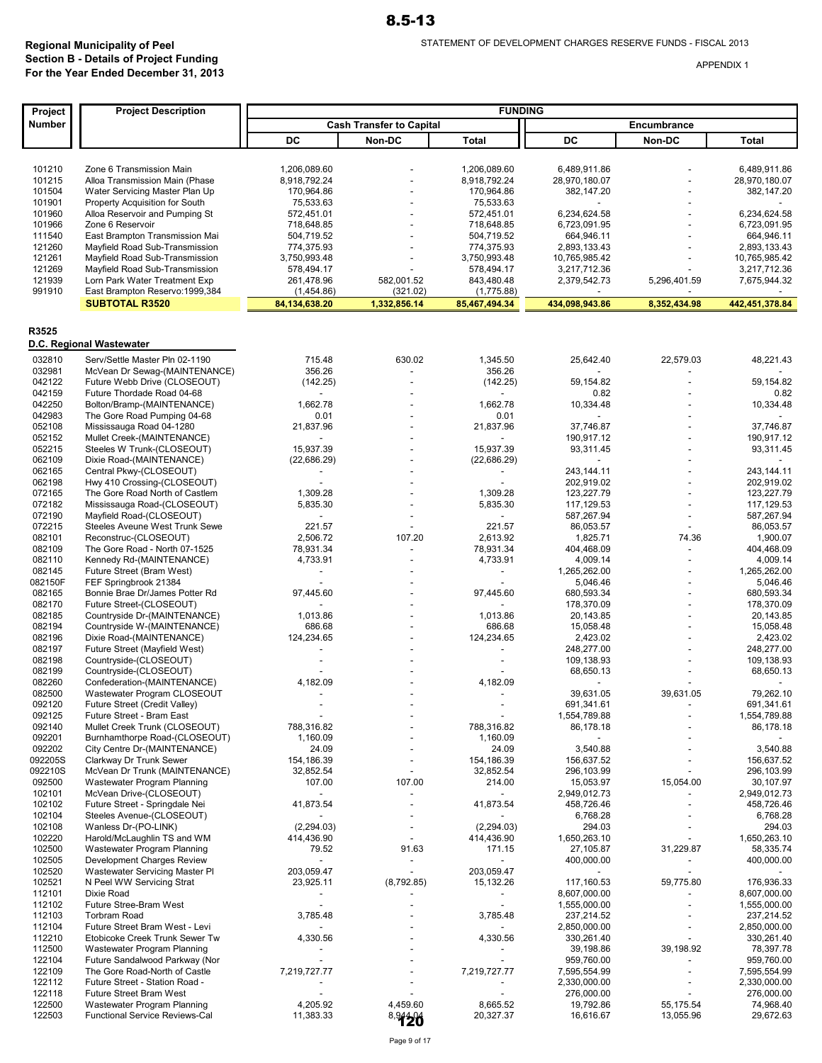**Regional Municipality of Peel**
**Section B - Details of Project Funding**
**For the Year Ended December 31, 2013**

STATEMENT OF DEVELOPMENT CHARGES RESERVE FUNDS - FISCAL 2013

APPENDIX 1

| Project Number | Project Description | FUNDING | | | | | |
|---|---|---|---|---|---|---|---|
| | | Cash Transfer to Capital | | | Encumbrance | | |
| | | DC | Non-DC | Total | DC | Non-DC | Total |
| 101210 | Zone 6 Transmission Main | 1,206,089.60 | - | 1,206,089.60 | 6,489,911.86 | - | 6,489,911.86 |
| 101215 | Alloa Transmission Main (Phase | 8,918,792.24 | - | 8,918,792.24 | 28,970,180.07 | - | 28,970,180.07 |
| 101504 | Water Servicing Master Plan Up | 170,964.86 | - | 170,964.86 | 382,147.20 | - | 382,147.20 |
| 101901 | Property Acquisition for South | 75,533.63 | - | 75,533.63 | - | - | - |
| 101960 | Alloa Reservoir and Pumping St | 572,451.01 | - | 572,451.01 | 6,234,624.58 | - | 6,234,624.58 |
| 101966 | Zone 6 Reservoir | 718,648.85 | - | 718,648.85 | 6,723,091.95 | - | 6,723,091.95 |
| 111540 | East Brampton Transmission Mai | 504,719.52 | - | 504,719.52 | 664,946.11 | - | 664,946.11 |
| 121260 | Mayfield Road Sub-Transmission | 774,375.93 | - | 774,375.93 | 2,893,133.43 | - | 2,893,133.43 |
| 121261 | Mayfield Road Sub-Transmission | 3,750,993.48 | - | 3,750,993.48 | 10,765,985.42 | - | 10,765,985.42 |
| 121269 | Mayfield Road Sub-Transmission | 578,494.17 | - | 578,494.17 | 3,217,712.36 | - | 3,217,712.36 |
| 121939 | Lorn Park Water Treatment Exp | 261,478.96 | 582,001.52 | 843,480.48 | 2,379,542.73 | 5,296,401.59 | 7,675,944.32 |
| 991910 | East Brampton Reservo:1999,384 | (1,454.86) | (321.02) | (1,775.88) | - | - | - |
| | **SUBTOTAL R3520** | **84,134,638.20** | **1,332,856.14** | **85,467,494.34** | **434,098,943.86** | **8,352,434.98** | **442,451,378.84** |
| **R3525** | **D.C. Regional Wastewater** | | | | | | |
| 032810 | Serv/Settle Master Pln 02-1190 | 715.48 | 630.02 | 1,345.50 | 25,642.40 | 22,579.03 | 48,221.43 |
| 032981 | McVean Dr Sewag-(MAINTENANCE) | 356.26 | - | 356.26 | - | - | - |
| 042122 | Future Webb Drive (CLOSEOUT) | (142.25) | - | (142.25) | 59,154.82 | - | 59,154.82 |
| 042159 | Future Thordade Road 04-68 | - | - | - | 0.82 | - | 0.82 |
| 042250 | Bolton/Bramp-(MAINTENANCE) | 1,662.78 | - | 1,662.78 | 10,334.48 | - | 10,334.48 |
| 042983 | The Gore Road Pumping 04-68 | 0.01 | - | 0.01 | - | - | - |
| 052108 | Mississauga Road 04-1280 | 21,837.96 | - | 21,837.96 | 37,746.87 | - | 37,746.87 |
| 052152 | Mullet Creek-(MAINTENANCE) | - | - | - | 190,917.12 | - | 190,917.12 |
| 052215 | Steeles W Trunk-(CLOSEOUT) | 15,937.39 | - | 15,937.39 | 93,311.45 | - | 93,311.45 |
| 062109 | Dixie Road-(MAINTENANCE) | (22,686.29) | - | (22,686.29) | - | - | - |
| 062165 | Central Pkwy-(CLOSEOUT) | - | - | - | 243,144.11 | - | 243,144.11 |
| 062198 | Hwy 410 Crossing-(CLOSEOUT) | - | - | - | 202,919.02 | - | 202,919.02 |
| 072165 | The Gore Road North of Castlem | 1,309.28 | - | 1,309.28 | 123,227.79 | - | 123,227.79 |
| 072182 | Mississauga Road-(CLOSEOUT) | 5,835.30 | - | 5,835.30 | 117,129.53 | - | 117,129.53 |
| 072190 | Mayfield Road-(CLOSEOUT) | - | - | - | 587,267.94 | - | 587,267.94 |
| 072215 | Steeles Aveune West Trunk Sewe | 221.57 | - | 221.57 | 86,053.57 | - | 86,053.57 |
| 082101 | Reconstruc-(CLOSEOUT) | 2,506.72 | 107.20 | 2,613.92 | 1,825.71 | 74.36 | 1,900.07 |
| 082109 | The Gore Road - North 07-1525 | 78,931.34 | - | 78,931.34 | 404,468.09 | - | 404,468.09 |
| 082110 | Kennedy Rd-(MAINTENANCE) | 4,733.91 | - | 4,733.91 | 4,009.14 | - | 4,009.14 |
| 082145 | Future Street (Bram West) | - | - | - | 1,265,262.00 | - | 1,265,262.00 |
| 082150F | FEF Springbrook 21384 | - | - | - | 5,046.46 | - | 5,046.46 |
| 082165 | Bonnie Brae Dr/James Potter Rd | 97,445.60 | - | 97,445.60 | 680,593.34 | - | 680,593.34 |
| 082170 | Future Street-(CLOSEOUT) | - | - | - | 178,370.09 | - | 178,370.09 |
| 082185 | Countryside Dr-(MAINTENANCE) | 1,013.86 | - | 1,013.86 | 20,143.85 | - | 20,143.85 |
| 082194 | Countryside W-(MAINTENANCE) | 686.68 | - | 686.68 | 15,058.48 | - | 15,058.48 |
| 082196 | Dixie Road-(MAINTENANCE) | 124,234.65 | - | 124,234.65 | 2,423.02 | - | 2,423.02 |
| 082197 | Future Street (Mayfield West) | - | - | - | 248,277.00 | - | 248,277.00 |
| 082198 | Countryside-(CLOSEOUT) | - | - | - | 109,138.93 | - | 109,138.93 |
| 082199 | Countryside-(CLOSEOUT) | - | - | - | 68,650.13 | - | 68,650.13 |
| 082260 | Confederation-(MAINTENANCE) | 4,182.09 | - | 4,182.09 | - | - | - |
| 082500 | Wastewater Program CLOSEOUT | - | - | - | 39,631.05 | 39,631.05 | 79,262.10 |
| 092120 | Future Street (Credit Valley) | - | - | - | 691,341.61 | - | 691,341.61 |
| 092125 | Future Street - Bram East | - | - | - | 1,554,789.88 | - | 1,554,789.88 |
| 092140 | Mullet Creek Trunk (CLOSEOUT) | 788,316.82 | - | 788,316.82 | 86,178.18 | - | 86,178.18 |
| 092201 | Burnhamthorpe Road-(CLOSEOUT) | 1,160.09 | - | 1,160.09 | - | - | - |
| 092202 | City Centre Dr-(MAINTENANCE) | 24.09 | - | 24.09 | 3,540.88 | - | 3,540.88 |
| 092205S | Clarkway Dr Trunk Sewer | 154,186.39 | - | 154,186.39 | 156,637.52 | - | 156,637.52 |
| 092210S | McVean Dr Trunk (MAINTENANCE) | 32,852.54 | - | 32,852.54 | 296,103.99 | - | 296,103.99 |
| 092500 | Wastewater Program Planning | 107.00 | 107.00 | 214.00 | 15,053.97 | 15,054.00 | 30,107.97 |
| 102101 | McVean Drive-(CLOSEOUT) | - | - | - | 2,949,012.73 | - | 2,949,012.73 |
| 102102 | Future Street - Springdale Nei | 41,873.54 | - | 41,873.54 | 458,726.46 | - | 458,726.46 |
| 102104 | Steeles Avenue-(CLOSEOUT) | - | - | - | 6,768.28 | - | 6,768.28 |
| 102108 | Wanless Dr-(PO-LINK) | (2,294.03) | - | (2,294.03) | 294.03 | - | 294.03 |
| 102220 | Harold/McLaughlin TS and WM | 414,436.90 | - | 414,436.90 | 1,650,263.10 | - | 1,650,263.10 |
| 102500 | Wastewater Program Planning | 79.52 | 91.63 | 171.15 | 27,105.87 | 31,229.87 | 58,335.74 |
| 102505 | Development Charges Review | - | - | - | 400,000.00 | - | 400,000.00 |
| 102520 | Wastewater Servicing Master Pl | 203,059.47 | - | 203,059.47 | - | - | - |
| 102521 | N Peel WW Servicing Strat | 23,925.11 | (8,792.85) | 15,132.26 | 117,160.53 | 59,775.80 | 176,936.33 |
| 112101 | Dixie Road | - | - | - | 8,607,000.00 | - | 8,607,000.00 |
| 112102 | Future Stree-Bram West | - | - | - | 1,555,000.00 | - | 1,555,000.00 |
| 112103 | Torbram Road | 3,785.48 | - | 3,785.48 | 237,214.52 | - | 237,214.52 |
| 112104 | Future Street Bram West - Levi | - | - | - | 2,850,000.00 | - | 2,850,000.00 |
| 112210 | Etobicoke Creek Trunk Sewer Tw | 4,330.56 | - | 4,330.56 | 330,261.40 | - | 330,261.40 |
| 112500 | Wastewater Program Planning | - | - | - | 39,198.86 | 39,198.92 | 78,397.78 |
| 122104 | Future Sandalwood Parkway (Nor | - | - | - | 959,760.00 | - | 959,760.00 |
| 122109 | The Gore Road-North of Castle | 7,219,727.77 | - | 7,219,727.77 | 7,595,554.99 | - | 7,595,554.99 |
| 122112 | Future Street - Station Road - | - | - | - | 2,330,000.00 | - | 2,330,000.00 |
| 122118 | Future Street Bram West | - | - | - | 276,000.00 | - | 276,000.00 |
| 122500 | Wastewater Program Planning | 4,205.92 | 4,459.60 | 8,665.52 | 19,792.86 | 55,175.54 | 74,968.40 |
| 122503 | Functional Service Reviews-Cal | 11,383.33 | 8,944.04 | 20,327.37 | 16,616.67 | 13,055.96 | 29,672.63 |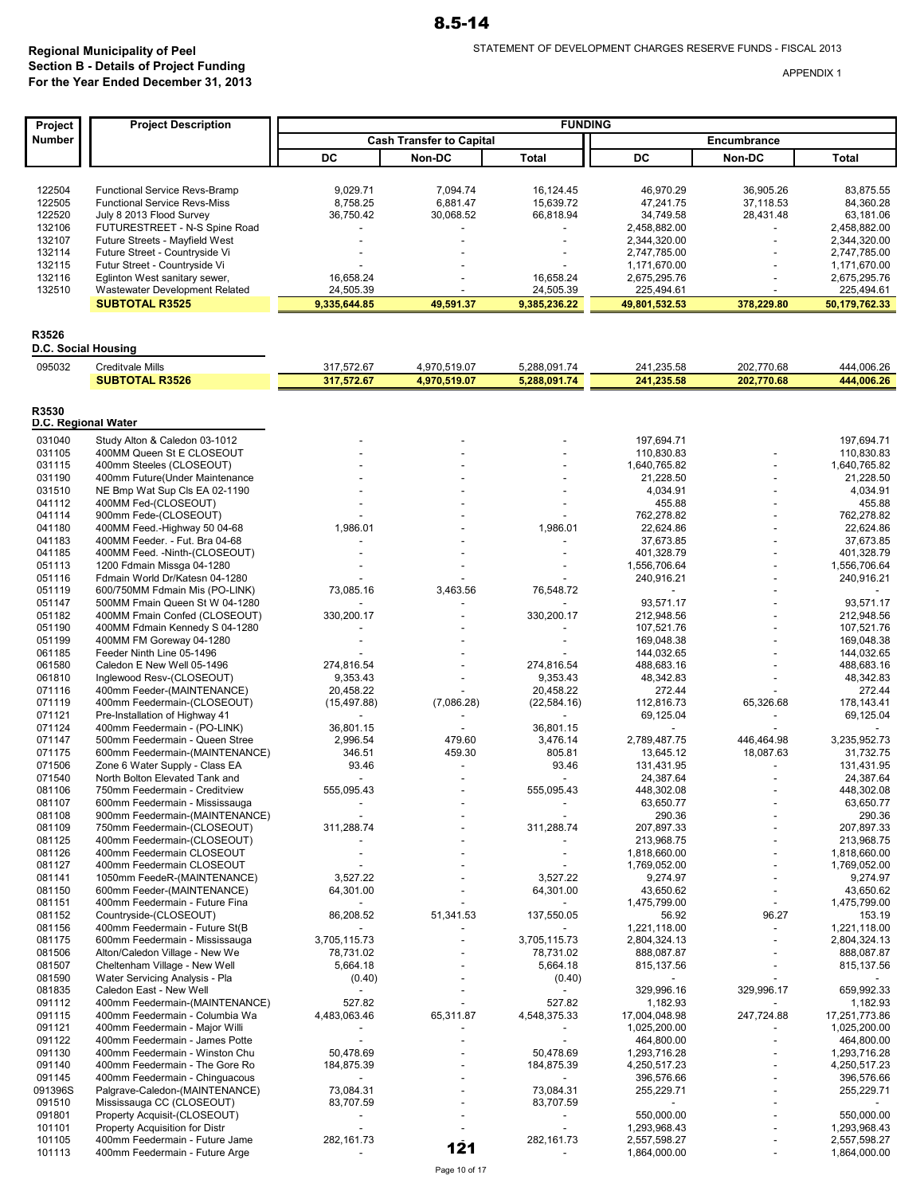**Regional Municipality of Peel**
**Section B - Details of Project Funding**
**For the Year Ended December 31, 2013**

STATEMENT OF DEVELOPMENT CHARGES RESERVE FUNDS - FISCAL 2013

APPENDIX 1

| Project Number | Project Description | FUNDING | | | | | |
|---|---|---|---|---|---|---|---|
| | | Cash Transfer to Capital | | | Encumbrance | | |
| | | DC | Non-DC | Total | DC | Non-DC | Total |
| 122504 | Functional Service Revs-Bramp | 9,029.71 | 7,094.74 | 16,124.45 | 46,970.29 | 36,905.26 | 83,875.55 |
| 122505 | Functional Service Revs-Miss | 8,758.25 | 6,881.47 | 15,639.72 | 47,241.75 | 37,118.53 | 84,360.28 |
| 122520 | July 8 2013 Flood Survey | 36,750.42 | 30,068.52 | 66,818.94 | 34,749.58 | 28,431.48 | 63,181.06 |
| 132106 | FUTURESTREET - N-S Spine Road | - | - | - | 2,458,882.00 | - | 2,458,882.00 |
| 132107 | Future Streets - Mayfield West | - | - | - | 2,344,320.00 | - | 2,344,320.00 |
| 132114 | Future Street - Countryside Vi | - | - | - | 2,747,785.00 | - | 2,747,785.00 |
| 132115 | Futur Street - Countryside Vi | - | - | - | 1,171,670.00 | - | 1,171,670.00 |
| 132116 | Eglinton West sanitary sewer, | 16,658.24 | - | 16,658.24 | 2,675,295.76 | - | 2,675,295.76 |
| 132510 | Wastewater Development Related | 24,505.39 | - | 24,505.39 | 225,494.61 | - | 225,494.61 |
| | **SUBTOTAL R3525** | **9,335,644.85** | **49,591.37** | **9,385,236.22** | **49,801,532.53** | **378,229.80** | **50,179,762.33** |
| **R3526** | | | | | | | |
| **D.C. Social Housing** | | | | | | | |
| 095032 | Creditvale Mills | 317,572.67 | 4,970,519.07 | 5,288,091.74 | 241,235.58 | 202,770.68 | 444,006.26 |
| | **SUBTOTAL R3526** | **317,572.67** | **4,970,519.07** | **5,288,091.74** | **241,235.58** | **202,770.68** | **444,006.26** |
| **R3530** | | | | | | | |
| **D.C. Regional Water** | | | | | | | |
| 031040 | Study Alton & Caledon 03-1012 | - | - | - | 197,694.71 | | 197,694.71 |
| 031105 | 400MM Queen St E CLOSEOUT | - | - | - | 110,830.83 | - | 110,830.83 |
| 031115 | 400mm Steeles (CLOSEOUT) | - | - | - | 1,640,765.82 | - | 1,640,765.82 |
| 031190 | 400mm Future(Under Maintenance | - | - | - | 21,228.50 | - | 21,228.50 |
| 031510 | NE Bmp Wat Sup Cls EA 02-1190 | - | - | - | 4,034.91 | - | 4,034.91 |
| 041112 | 400MM Fed-(CLOSEOUT) | - | - | - | 455.88 | - | 455.88 |
| 041114 | 900mm Fede-(CLOSEOUT) | - | - | - | 762,278.82 | - | 762,278.82 |
| 041180 | 400MM Feed.-Highway 50 04-68 | 1,986.01 | - | 1,986.01 | 22,624.86 | - | 22,624.86 |
| 041183 | 400MM Feeder. - Fut. Bra 04-68 | - | - | - | 37,673.85 | - | 37,673.85 |
| 041185 | 400MM Feed. -Ninth-(CLOSEOUT) | - | - | - | 401,328.79 | - | 401,328.79 |
| 051113 | 1200 Fdmain Missga 04-1280 | - | - | - | 1,556,706.64 | - | 1,556,706.64 |
| 051116 | Fdmain World Dr/Katesn 04-1280 | - | - | - | 240,916.21 | - | 240,916.21 |
| 051119 | 600/750MM Fdmain Mis (PO-LINK) | 73,085.16 | 3,463.56 | 76,548.72 | - | - | - |
| 051147 | 500MM Fmain Queen St W 04-1280 | - | - | - | 93,571.17 | - | 93,571.17 |
| 051182 | 400MM Fmain Confed (CLOSEOUT) | 330,200.17 | - | 330,200.17 | 212,948.56 | - | 212,948.56 |
| 051190 | 400MM Fdmain Kennedy S 04-1280 | - | - | - | 107,521.76 | - | 107,521.76 |
| 051199 | 400MM FM Goreway 04-1280 | - | - | - | 169,048.38 | - | 169,048.38 |
| 061185 | Feeder Ninth Line 05-1496 | - | - | - | 144,032.65 | - | 144,032.65 |
| 061580 | Caledon E New Well 05-1496 | 274,816.54 | - | 274,816.54 | 488,683.16 | - | 488,683.16 |
| 061810 | Inglewood Resv-(CLOSEOUT) | 9,353.43 | - | 9,353.43 | 48,342.83 | - | 48,342.83 |
| 071116 | 400mm Feeder-(MAINTENANCE) | 20,458.22 | - | 20,458.22 | 272.44 | - | 272.44 |
| 071119 | 400mm Feedermain-(CLOSEOUT) | (15,497.88) | (7,086.28) | (22,584.16) | 112,816.73 | 65,326.68 | 178,143.41 |
| 071121 | Pre-Installation of Highway 41 | - | - | - | 69,125.04 | - | 69,125.04 |
| 071124 | 400mm Feedermain - (PO-LINK) | 36,801.15 | - | 36,801.15 | - | - | - |
| 071147 | 500mm Feedermain - Queen Stree | 2,996.54 | 479.60 | 3,476.14 | 2,789,487.75 | 446,464.98 | 3,235,952.73 |
| 071175 | 600mm Feedermain-(MAINTENANCE) | 346.51 | 459.30 | 805.81 | 13,645.12 | 18,087.63 | 31,732.75 |
| 071506 | Zone 6 Water Supply - Class EA | 93.46 | - | 93.46 | 131,431.95 | - | 131,431.95 |
| 071540 | North Bolton Elevated Tank and | - | - | - | 24,387.64 | - | 24,387.64 |
| 081106 | 750mm Feedermain - Creditview | 555,095.43 | - | 555,095.43 | 448,302.08 | - | 448,302.08 |
| 081107 | 600mm Feedermain - Mississauga | - | - | - | 63,650.77 | - | 63,650.77 |
| 081108 | 900mm Feedermain-(MAINTENANCE) | - | - | - | 290.36 | - | 290.36 |
| 081109 | 750mm Feedermain-(CLOSEOUT) | 311,288.74 | - | 311,288.74 | 207,897.33 | - | 207,897.33 |
| 081125 | 400mm Feedermain-(CLOSEOUT) | - | - | - | 213,968.75 | - | 213,968.75 |
| 081126 | 400mm Feedermain CLOSEOUT | - | - | - | 1,818,660.00 | - | 1,818,660.00 |
| 081127 | 400mm Feedermain CLOSEOUT | - | - | - | 1,769,052.00 | - | 1,769,052.00 |
| 081141 | 1050mm FeedeR-(MAINTENANCE) | 3,527.22 | - | 3,527.22 | 9,274.97 | - | 9,274.97 |
| 081150 | 600mm Feeder-(MAINTENANCE) | 64,301.00 | - | 64,301.00 | 43,650.62 | - | 43,650.62 |
| 081151 | 400mm Feedermain - Future Fina | - | - | - | 1,475,799.00 | - | 1,475,799.00 |
| 081152 | Countryside-(CLOSEOUT) | 86,208.52 | 51,341.53 | 137,550.05 | 56.92 | 96.27 | 153.19 |
| 081156 | 400mm Feedermain - Future St(B | - | - | - | 1,221,118.00 | - | 1,221,118.00 |
| 081175 | 600mm Feedermain - Mississauga | 3,705,115.73 | - | 3,705,115.73 | 2,804,324.13 | - | 2,804,324.13 |
| 081506 | Alton/Caledon Village - New We | 78,731.02 | - | 78,731.02 | 888,087.87 | - | 888,087.87 |
| 081507 | Cheltenham Village - New Well | 5,664.18 | - | 5,664.18 | 815,137.56 | - | 815,137.56 |
| 081590 | Water Servicing Analysis - Pla | (0.40) | - | (0.40) | - | - | - |
| 081835 | Caledon East - New Well | - | - | - | 329,996.16 | 329,996.17 | 659,992.33 |
| 091112 | 400mm Feedermain-(MAINTENANCE) | 527.82 | - | 527.82 | 1,182.93 | - | 1,182.93 |
| 091115 | 400mm Feedermain - Columbia Wa | 4,483,063.46 | 65,311.87 | 4,548,375.33 | 17,004,048.98 | 247,724.88 | 17,251,773.86 |
| 091121 | 400mm Feedermain - Major Willi | - | - | - | 1,025,200.00 | - | 1,025,200.00 |
| 091122 | 400mm Feedermain - James Potte | - | - | - | 464,800.00 | - | 464,800.00 |
| 091130 | 400mm Feedermain - Winston Chu | 50,478.69 | - | 50,478.69 | 1,293,716.28 | - | 1,293,716.28 |
| 091140 | 400mm Feedermain - The Gore Ro | 184,875.39 | - | 184,875.39 | 4,250,517.23 | - | 4,250,517.23 |
| 091145 | 400mm Feedermain - Chinguacous | - | - | - | 396,576.66 | - | 396,576.66 |
| 091396S | Palgrave-Caledon-(MAINTENANCE) | 73,084.31 | - | 73,084.31 | 255,229.71 | - | 255,229.71 |
| 091510 | Mississauga CC (CLOSEOUT) | 83,707.59 | - | 83,707.59 | - | - | - |
| 091801 | Property Acquisit-(CLOSEOUT) | - | - | - | 550,000.00 | - | 550,000.00 |
| 101101 | Property Acquisition for Distr | - | - | - | 1,293,968.43 | - | 1,293,968.43 |
| 101105 | 400mm Feedermain - Future Jame | 282,161.73 | - | 282,161.73 | 2,557,598.27 | - | 2,557,598.27 |
| 101113 | 400mm Feedermain - Future Arge | - | - | - | 1,864,000.00 | - | 1,864,000.00 |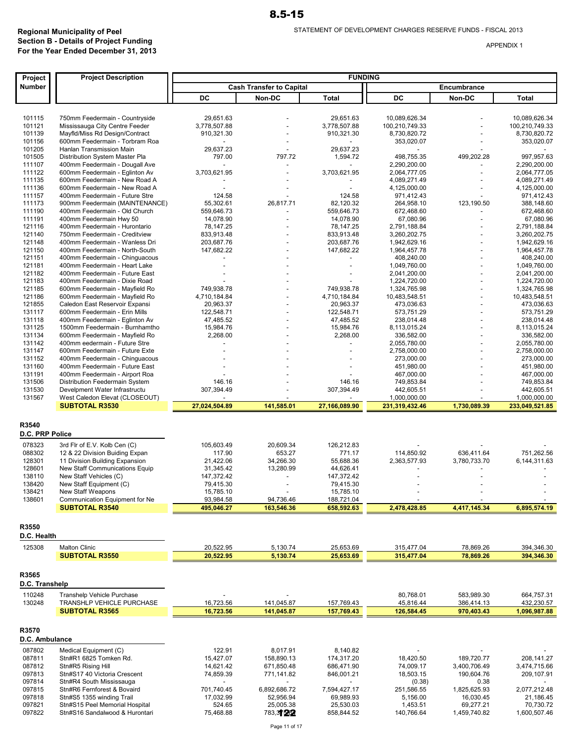**Regional Municipality of Peel**
**Section B - Details of Project Funding**
**For the Year Ended December 31, 2013**

STATEMENT OF DEVELOPMENT CHARGES RESERVE FUNDS - FISCAL 2013

APPENDIX 1

| Project Number | Project Description | FUNDING | | | | | |
|---|---|---|---|---|---|---|---|
| | | Cash Transfer to Capital | | | Encumbrance | | |
| | | DC | Non-DC | Total | DC | Non-DC | Total |
| 101115 | 750mm Feedermain - Countryside | 29,651.63 | - | 29,651.63 | 10,089,626.34 | - | 10,089,626.34 |
| 101121 | Mississauga City Centre Feeder | 3,778,507.88 | - | 3,778,507.88 | 100,210,749.33 | - | 100,210,749.33 |
| 101139 | Mayfld/Miss Rd Design/Contract | 910,321.30 | - | 910,321.30 | 8,730,820.72 | - | 8,730,820.72 |
| 101156 | 600mm Feedermain - Torbram Roa | - | - | - | 353,020.07 | - | 353,020.07 |
| 101205 | Hanlan Transmission Main | 29,637.23 | - | 29,637.23 | - | - | - |
| 101505 | Distribution System Master Pla | 797.00 | 797.72 | 1,594.72 | 498,755.35 | 499,202.28 | 997,957.63 |
| 111107 | 400mm Feedermain - Dougall Ave | - | - | - | 2,290,200.00 | - | 2,290,200.00 |
| 111122 | 600mm Feedermain - Eglinton Av | 3,703,621.95 | - | 3,703,621.95 | 2,064,777.05 | - | 2,064,777.05 |
| 111135 | 600mm Feedermain - New Road A | - | - | - | 4,089,271.49 | - | 4,089,271.49 |
| 111136 | 600mm Feedermain - New Road A | - | - | - | 4,125,000.00 | - | 4,125,000.00 |
| 111157 | 400mm Feedermain - Future Stre | 124.58 | - | 124.58 | 971,412.43 | - | 971,412.43 |
| 111173 | 900mm Feedermain (MAINTENANCE) | 55,302.61 | 26,817.71 | 82,120.32 | 264,958.10 | 123,190.50 | 388,148.60 |
| 111190 | 400mm Feedermain - Old Church | 559,646.73 | - | 559,646.73 | 672,468.60 | - | 672,468.60 |
| 111191 | 400mm Feedermain Hwy 50 | 14,078.90 | - | 14,078.90 | 67,080.96 | - | 67,080.96 |
| 121116 | 400mm Feedermain - Hurontario | 78,147.25 | - | 78,147.25 | 2,791,188.84 | - | 2,791,188.84 |
| 121140 | 750mm Feedermain - Creditview | 833,913.48 | - | 833,913.48 | 3,260,202.75 | - | 3,260,202.75 |
| 121148 | 400mm Feedermain - Wanless Dri | 203,687.76 | - | 203,687.76 | 1,942,629.16 | - | 1,942,629.16 |
| 121150 | 400mm Feedermain - North-South | 147,682.22 | - | 147,682.22 | 1,964,457.78 | - | 1,964,457.78 |
| 121151 | 400mm Feedermain - Chinguacous | - | - | - | 408,240.00 | - | 408,240.00 |
| 121181 | 400mm Feedermain - Heart Lake | - | - | - | 1,049,760.00 | - | 1,049,760.00 |
| 121182 | 400mm Feedermain - Future East | - | - | - | 2,041,200.00 | - | 2,041,200.00 |
| 121183 | 400mm Feedermain - Dixie Road | - | - | - | 1,224,720.00 | - | 1,224,720.00 |
| 121185 | 600mm Feedermain - Mayfield Ro | 749,938.78 | - | 749,938.78 | 1,324,765.98 | - | 1,324,765.98 |
| 121186 | 600mm Feedermain - Mayfield Ro | 4,710,184.84 | - | 4,710,184.84 | 10,483,548.51 | - | 10,483,548.51 |
| 121855 | Caledon East Reservoir Expansi | 20,963.37 | - | 20,963.37 | 473,036.63 | - | 473,036.63 |
| 131117 | 600mm Feedermain - Erin Mills | 122,548.71 | - | 122,548.71 | 573,751.29 | - | 573,751.29 |
| 131118 | 400mm Feedermain - Eglinton Av | 47,485.52 | - | 47,485.52 | 238,014.48 | - | 238,014.48 |
| 131125 | 1500mm Feedermain - Burnhamtho | 15,984.76 | - | 15,984.76 | 8,113,015.24 | - | 8,113,015.24 |
| 131134 | 600mm Feedermain - Mayfield Ro | 2,268.00 | - | 2,268.00 | 336,582.00 | - | 336,582.00 |
| 131142 | 400mm eedermain - Future Stre | - | - | - | 2,055,780.00 | - | 2,055,780.00 |
| 131147 | 600mm Feedermain - Future Exte | - | - | - | 2,758,000.00 | - | 2,758,000.00 |
| 131152 | 400mm Feedermain - Chinguacous | - | - | - | 273,000.00 | - | 273,000.00 |
| 131160 | 400mm Feedermain - Future East | - | - | - | 451,980.00 | - | 451,980.00 |
| 131191 | 400mm Feedermain - Airport Roa | - | - | - | 467,000.00 | - | 467,000.00 |
| 131506 | Distribution Feedermain System | 146.16 | - | 146.16 | 749,853.84 | - | 749,853.84 |
| 131530 | Develpment Water Infrastructu | 307,394.49 | - | 307,394.49 | 442,605.51 | - | 442,605.51 |
| 131567 | West Caledon Elevat (CLOSEOUT) | - | - | - | 1,000,000.00 | - | 1,000,000.00 |
| | **SUBTOTAL R3530** | **27,024,504.89** | **141,585.01** | **27,166,089.90** | **231,319,432.46** | **1,730,089.39** | **233,049,521.85** |
| **R3540** | | | | | | | |
| **D.C. PRP Police** | | | | | | | |
| 078323 | 3rd Flr of E.V. Kolb Cen (C) | 105,603.49 | 20,609.34 | 126,212.83 | - | - | - |
| 088302 | 12 & 22 Division Buiding Expan | 117.90 | 653.27 | 771.17 | 114,850.92 | 636,411.64 | 751,262.56 |
| 128301 | 11 Division Building Expansion | 21,422.06 | 34,266.30 | 55,688.36 | 2,363,577.93 | 3,780,733.70 | 6,144,311.63 |
| 128601 | New Staff Communications Equip | 31,345.42 | 13,280.99 | 44,626.41 | - | - | - |
| 138110 | New Staff Vehicles (C) | 147,372.42 | - | 147,372.42 | - | - | - |
| 138420 | New Staff Equipment (C) | 79,415.30 | - | 79,415.30 | - | - | - |
| 138421 | New Staff Weapons | 15,785.10 | - | 15,785.10 | - | - | - |
| 138601 | Communication Equipment for Ne | 93,984.58 | 94,736.46 | 188,721.04 | - | - | - |
| | **SUBTOTAL R3540** | **495,046.27** | **163,546.36** | **658,592.63** | **2,478,428.85** | **4,417,145.34** | **6,895,574.19** |
| **R3550** | | | | | | | |
| **D.C. Health** | | | | | | | |
| 125308 | Malton Clinic | 20,522.95 | 5,130.74 | 25,653.69 | 315,477.04 | 78,869.26 | 394,346.30 |
| | **SUBTOTAL R3550** | **20,522.95** | **5,130.74** | **25,653.69** | **315,477.04** | **78,869.26** | **394,346.30** |
| **R3565** | | | | | | | |
| **D.C. Transhelp** | | | | | | | |
| 110248 | Transhelp Vehicle Purchase | - | - | - | 80,768.01 | 583,989.30 | 664,757.31 |
| 130248 | TRANSHLP VEHICLE PURCHASE | 16,723.56 | 141,045.87 | 157,769.43 | 45,816.44 | 386,414.13 | 432,230.57 |
| | **SUBTOTAL R3565** | **16,723.56** | **141,045.87** | **157,769.43** | **126,584.45** | **970,403.43** | **1,096,987.88** |
| **R3570** | | | | | | | |
| **D.C. Ambulance** | | | | | | | |
| 087802 | Medical Equipment (C) | 122.91 | 8,017.91 | 8,140.82 | - | - | - |
| 087811 | Stn#R1 6825 Tomken Rd. | 15,427.07 | 158,890.13 | 174,317.20 | 18,420.50 | 189,720.77 | 208,141.27 |
| 087812 | Stn#R5 Rising Hill | 14,621.42 | 671,850.48 | 686,471.90 | 74,009.17 | 3,400,706.49 | 3,474,715.66 |
| 097813 | Stn#S17 40 Victoria Crescent | 74,859.39 | 771,141.82 | 846,001.21 | 18,503.15 | 190,604.76 | 209,107.91 |
| 097814 | Stn#R4 South Mississauga | - | - | - | (0.38) | 0.38 | - |
| 097815 | Stn#R6 Fernforest & Bovaird | 701,740.45 | 6,892,686.72 | 7,594,427.17 | 251,586.55 | 1,825,625.93 | 2,077,212.48 |
| 097818 | Stn#S5 1355 winding Trail | 17,032.99 | 52,956.94 | 69,989.93 | 5,156.00 | 16,030.45 | 21,186.45 |
| 097821 | Stn#S15 Peel Memorial Hospital | 524.65 | 25,005.38 | 25,530.03 | 1,453.51 | 69,277.21 | 70,730.72 |
| 097822 | Stn#S16 Sandalwood & Hurontari | 75,468.88 | 783,375.64 | 858,844.52 | 140,766.64 | 1,459,740.82 | 1,600,507.46 |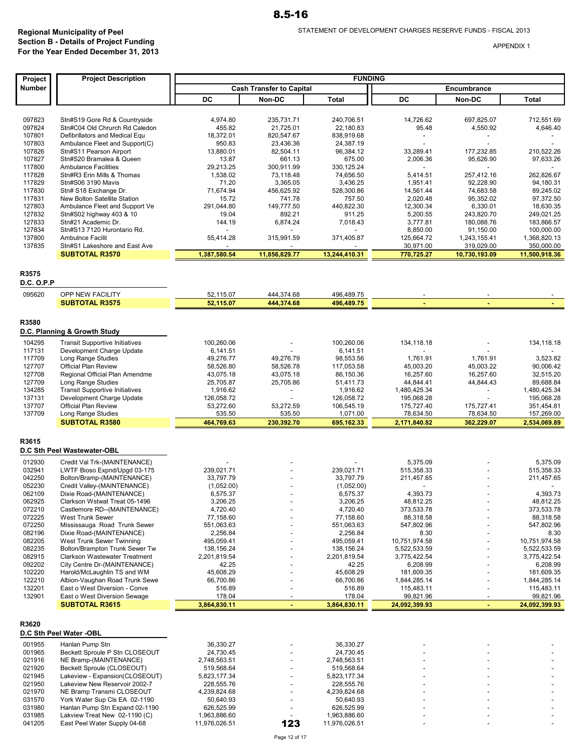**Regional Municipality of Peel**
**Section B - Details of Project Funding**
**For the Year Ended December 31, 2013**

STATEMENT OF DEVELOPMENT CHARGES RESERVE FUNDS - FISCAL 2013

APPENDIX 1

| Project Number | Project Description | FUNDING | | | | | |
|---|---|---|---|---|---|---|---|
| | | Cash Transfer to Capital | | | Encumbrance | | |
| | | DC | Non-DC | Total | DC | Non-DC | Total |
| 097823 | Stn#S19 Gore Rd & Countryside | 4,974.80 | 235,731.71 | 240,706.51 | 14,726.62 | 697,825.07 | 712,551.69 |
| 097824 | Stn#C04 Old Chrurch Rd Caledon | 455.82 | 21,725.01 | 22,180.83 | 95.48 | 4,550.92 | 4,646.40 |
| 107801 | Defibrillators and Medical Equ | 18,372.01 | 820,547.67 | 838,919.68 | - | - | - |
| 107803 | Ambulance Fleet and Support(C) | 950.83 | 23,436.36 | 24,387.19 | - | - | - |
| 107826 | Stn#S11 Pearson Airport | 13,880.01 | 82,504.11 | 96,384.12 | 33,289.41 | 177,232.85 | 210,522.26 |
| 107827 | Stn#S20 Bramalea & Queen | 13.87 | 661.13 | 675.00 | 2,006.36 | 95,626.90 | 97,633.26 |
| 117800 | Ambulance Facilities | 29,213.25 | 300,911.99 | 330,125.24 | - | - | - |
| 117828 | Stn#R3 Erin Mills & Thomas | 1,538.02 | 73,118.48 | 74,656.50 | 5,414.51 | 257,412.16 | 262,826.67 |
| 117829 | Stn#S06 3190 Mavis | 71.20 | 3,365.05 | 3,436.25 | 1,951.41 | 92,228.90 | 94,180.31 |
| 117830 | Stn# S18 Exchange Dr. | 71,674.94 | 456,625.92 | 528,300.86 | 14,561.44 | 74,683.58 | 89,245.02 |
| 117831 | New Bolton Satellite Station | 15.72 | 741.78 | 757.50 | 2,020.48 | 95,352.02 | 97,372.50 |
| 127803 | Ambulance Fleet and Support Ve | 291,044.80 | 149,777.50 | 440,822.30 | 12,300.34 | 6,330.01 | 18,630.35 |
| 127832 | Stn#S02 highway 403 & 10 | 19.04 | 892.21 | 911.25 | 5,200.55 | 243,820.70 | 249,021.25 |
| 127833 | Stn#21 Academic Dr. | 144.19 | 6,874.24 | 7,018.43 | 3,777.81 | 180,088.76 | 183,866.57 |
| 127834 | Stn#S13 7120 Hurontario Rd. | - | - | - | 8,850.00 | 91,150.00 | 100,000.00 |
| 137800 | Ambulnce Facilit | 55,414.28 | 315,991.59 | 371,405.87 | 125,664.72 | 1,243,155.41 | 1,368,820.13 |
| 137835 | Stn#S1 Lakeshore and East Ave | - | - | - | 30,971.00 | 319,029.00 | 350,000.00 |
| | **SUBTOTAL R3570** | **1,387,580.54** | **11,856,829.77** | **13,244,410.31** | **770,725.27** | **10,730,193.09** | **11,500,918.36** |
| **R3575** | | | | | | | |
| **D.C. O.P.P** | | | | | | | |
| 095620 | OPP NEW FACILITY | 52,115.07 | 444,374.68 | 496,489.75 | - | - | - |
| | **SUBTOTAL R3575** | **52,115.07** | **444,374.68** | **496,489.75** | **-** | **-** | **-** |
| **R3580** | | | | | | | |
| **D.C. Planning & Growth Study** | | | | | | | |
| 104295 | Transit Supportive Initiatives | 100,260.06 | - | 100,260.06 | 134,118.18 | - | 134,118.18 |
| 117131 | Development Charge Update | 6,141.51 | - | 6,141.51 | - | - | - |
| 117709 | Long Range Studies | 49,276.77 | 49,276.79 | 98,553.56 | 1,761.91 | 1,761.91 | 3,523.82 |
| 127707 | Official Plan Review | 58,526.80 | 58,526.78 | 117,053.58 | 45,003.20 | 45,003.22 | 90,006.42 |
| 127708 | Regional Official Plan Amendme | 43,075.18 | 43,075.18 | 86,150.36 | 16,257.60 | 16,257.60 | 32,515.20 |
| 127709 | Long Range Studies | 25,705.87 | 25,705.86 | 51,411.73 | 44,844.41 | 44,844.43 | 89,688.84 |
| 134285 | Transit Supportive Initiatives | 1,916.62 | - | 1,916.62 | 1,480,425.34 | - | 1,480,425.34 |
| 137131 | Development Charge Update | 126,058.72 | - | 126,058.72 | 195,068.28 | - | 195,068.28 |
| 137707 | Official Plan Review | 53,272.60 | 53,272.59 | 106,545.19 | 175,727.40 | 175,727.41 | 351,454.81 |
| 137709 | Long Range Studies | 535.50 | 535.50 | 1,071.00 | 78,634.50 | 78,634.50 | 157,269.00 |
| | **SUBTOTAL R3580** | **464,769.63** | **230,392.70** | **695,162.33** | **2,171,840.82** | **362,229.07** | **2,534,069.89** |
| **R3615** | | | | | | | |
| **D.C Sth Peel Wastewater-OBL** | | | | | | | |
| 012930 | Credit Val Trk-(MAINTENANCE) | - | - | - | 5,375.09 | - | 5,375.09 |
| 032941 | LWTF Bioso Expnd/Upgd 03-175 | 239,021.71 | - | 239,021.71 | 515,358.33 | - | 515,358.33 |
| 042250 | Bolton/Bramp-(MAINTENANCE) | 33,797.79 | - | 33,797.79 | 211,457.65 | - | 211,457.65 |
| 052230 | Credit Valley-(MAINTENANCE) | (1,052.00) | - | (1,052.00) | - | - | - |
| 062109 | Dixie Road-(MAINTENANCE) | 6,575.37 | - | 6,575.37 | 4,393.73 | - | 4,393.73 |
| 062925 | Clarkson Wstwat Treat 05-1496 | 3,206.25 | - | 3,206.25 | 48,812.25 | - | 48,812.25 |
| 072210 | Castlemore RD--(MAINTENANCE) | 4,720.40 | - | 4,720.40 | 373,533.78 | - | 373,533.78 |
| 072225 | West Trunk Sewer | 77,158.60 | - | 77,158.60 | 88,318.58 | - | 88,318.58 |
| 072250 | Mississauga Road Trunk Sewer | 551,063.63 | - | 551,063.63 | 547,802.96 | - | 547,802.96 |
| 082196 | Dixie Road-(MAINTENANCE) | 2,256.84 | - | 2,256.84 | 8.30 | - | 8.30 |
| 082205 | West Trunk Sewer Twinning | 495,059.41 | - | 495,059.41 | 10,751,974.58 | - | 10,751,974.58 |
| 082235 | Bolton/Brampton Trunk Sewer Tw | 138,156.24 | - | 138,156.24 | 5,522,533.59 | - | 5,522,533.59 |
| 082915 | Clarkson Wastewater Treatment | 2,201,819.54 | - | 2,201,819.54 | 3,775,422.54 | - | 3,775,422.54 |
| 092202 | City Centre Dr-(MAINTENANCE) | 42.25 | - | 42.25 | 6,208.99 | - | 6,208.99 |
| 102220 | Harold/McLaughlin TS and WM | 45,608.29 | - | 45,608.29 | 181,609.35 | - | 181,609.35 |
| 122210 | Albion-Vaughan Road Trunk Sewe | 66,700.86 | - | 66,700.86 | 1,844,285.14 | - | 1,844,285.14 |
| 132201 | East o West Diversion - Conve | 516.89 | - | 516.89 | 115,483.11 | - | 115,483.11 |
| 132901 | East o West Diversion Sewage | 178.04 | - | 178.04 | 99,821.96 | - | 99,821.96 |
| | **SUBTOTAL R3615** | **3,864,830.11** | **-** | **3,864,830.11** | **24,092,399.93** | **-** | **24,092,399.93** |
| **R3620** | | | | | | | |
| **D.C Sth Peel Water -OBL** | | | | | | | |
| 001955 | Hanlan Pump Stn | 36,330.27 | - | 36,330.27 | - | - | - |
| 001965 | Beckett Sproule P Stn CLOSEOUT | 24,730.45 | - | 24,730.45 | - | - | - |
| 021916 | NE Bramp-(MAINTENANCE) | 2,748,563.51 | - | 2,748,563.51 | - | - | - |
| 021920 | Beckett Sproule (CLOSEOUT) | 519,568.64 | - | 519,568.64 | - | - | - |
| 021945 | Lakeview - Expansion(CLOSEOUT) | 5,823,177.34 | - | 5,823,177.34 | - | - | - |
| 021950 | Lakeview New Reservoir 2002-7 | 228,555.76 | - | 228,555.76 | - | - | - |
| 021970 | NE Bramp Transmi CLOSEOUT | 4,239,824.68 | - | 4,239,824.68 | - | - | - |
| 031570 | York Water Sup Cls EA 02-1190 | 50,640.93 | - | 50,640.93 | - | - | - |
| 031980 | Hanlan Pump Stn Expand 02-1190 | 626,525.99 | - | 626,525.99 | - | - | - |
| 031985 | Lakview Treat New 02-1190 (C) | 1,963,886.60 | - | 1,963,886.60 | - | - | - |
| 041205 | East Peel Water Supply 04-68 | 11,976,026.51 | | 11,976,026.51 | - | - | - |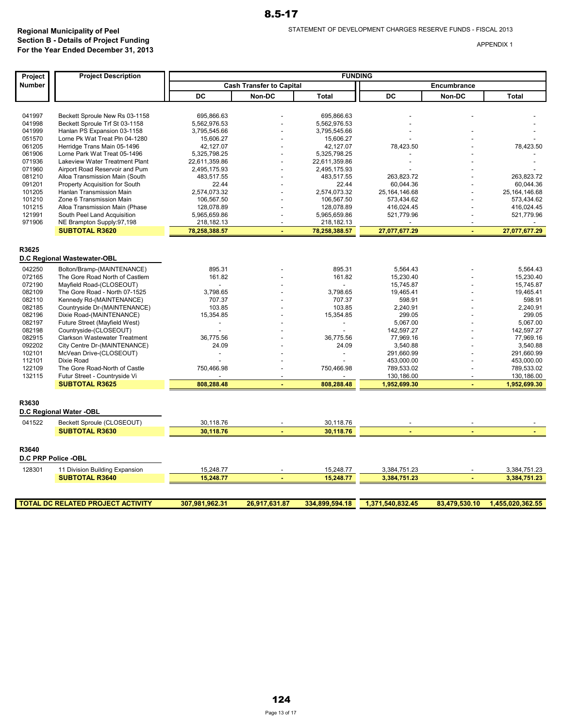**Regional Municipality of Peel**
**Section B - Details of Project Funding**
**For the Year Ended December 31, 2013**

STATEMENT OF DEVELOPMENT CHARGES RESERVE FUNDS - FISCAL 2013

APPENDIX 1

| Project Number | Project Description | FUNDING | | | | | |
|---|---|---|---|---|---|---|---|
| | | Cash Transfer to Capital | | | Encumbrance | | |
| | | DC | Non-DC | Total | DC | Non-DC | Total |
| 041997 | Beckett Sproule New Rs 03-1158 | 695,866.63 | - | 695,866.63 | - | - | - |
| 041998 | Beckett Sproule Trf St 03-1158 | 5,562,976.53 | - | 5,562,976.53 | - | - | - |
| 041999 | Hanlan PS Expansion 03-1158 | 3,795,545.66 | - | 3,795,545.66 | - | - | - |
| 051570 | Lorne Pk Wat Treat Pln 04-1280 | 15,606.27 | - | 15,606.27 | - | - | - |
| 061205 | Herridge Trans Main 05-1496 | 42,127.07 | - | 42,127.07 | 78,423.50 | - | 78,423.50 |
| 061906 | Lorne Park Wat Treat 05-1496 | 5,325,798.25 | - | 5,325,798.25 | - | - | - |
| 071936 | Lakeview Water Treatment Plant | 22,611,359.86 | - | 22,611,359.86 | - | - | - |
| 071960 | Airport Road Reservoir and Pum | 2,495,175.93 | - | 2,495,175.93 | - | - | - |
| 081210 | Alloa Transmission Main (South | 483,517.55 | - | 483,517.55 | 263,823.72 | - | 263,823.72 |
| 091201 | Property Acquisition for South | 22.44 | - | 22.44 | 60,044.36 | - | 60,044.36 |
| 101205 | Hanlan Transmission Main | 2,574,073.32 | - | 2,574,073.32 | 25,164,146.68 | - | 25,164,146.68 |
| 101210 | Zone 6 Transmission Main | 106,567.50 | - | 106,567.50 | 573,434.62 | - | 573,434.62 |
| 101215 | Alloa Transmission Main (Phase | 128,078.89 | - | 128,078.89 | 416,024.45 | - | 416,024.45 |
| 121991 | South Peel Land Acquisition | 5,965,659.86 | - | 5,965,659.86 | 521,779.96 | - | 521,779.96 |
| 971906 | NE Brampton Supply:97,198 | 218,182.13 | - | 218,182.13 | - | - | - |
| | **SUBTOTAL R3620** | **78,258,388.57** | **-** | **78,258,388.57** | **27,077,677.29** | **-** | **27,077,677.29** |
| **R3625** | **D.C Regional Wastewater-OBL** | | | | | | |
| 042250 | Bolton/Bramp-(MAINTENANCE) | 895.31 | - | 895.31 | 5,564.43 | - | 5,564.43 |
| 072165 | The Gore Road North of Castlem | 161.82 | - | 161.82 | 15,230.40 | - | 15,230.40 |
| 072190 | Mayfield Road-(CLOSEOUT) | - | - | - | 15,745.87 | - | 15,745.87 |
| 082109 | The Gore Road - North 07-1525 | 3,798.65 | - | 3,798.65 | 19,465.41 | - | 19,465.41 |
| 082110 | Kennedy Rd-(MAINTENANCE) | 707.37 | - | 707.37 | 598.91 | - | 598.91 |
| 082185 | Countryside Dr-(MAINTENANCE) | 103.85 | - | 103.85 | 2,240.91 | - | 2,240.91 |
| 082196 | Dixie Road-(MAINTENANCE) | 15,354.85 | - | 15,354.85 | 299.05 | - | 299.05 |
| 082197 | Future Street (Mayfield West) | - | - | - | 5,067.00 | - | 5,067.00 |
| 082198 | Countryside-(CLOSEOUT) | - | - | - | 142,597.27 | - | 142,597.27 |
| 082915 | Clarkson Wastewater Treatment | 36,775.56 | - | 36,775.56 | 77,969.16 | - | 77,969.16 |
| 092202 | City Centre Dr-(MAINTENANCE) | 24.09 | - | 24.09 | 3,540.88 | - | 3,540.88 |
| 102101 | McVean Drive-(CLOSEOUT) | - | - | - | 291,660.99 | - | 291,660.99 |
| 112101 | Dixie Road | - | - | - | 453,000.00 | - | 453,000.00 |
| 122109 | The Gore Road-North of Castle | 750,466.98 | - | 750,466.98 | 789,533.02 | - | 789,533.02 |
| 132115 | Futur Street - Countryside Vi | - | - | - | 130,186.00 | - | 130,186.00 |
| | **SUBTOTAL R3625** | **808,288.48** | **-** | **808,288.48** | **1,952,699.30** | **-** | **1,952,699.30** |
| **R3630** | **D.C Regional Water -OBL** | | | | | | |
| 041522 | Beckett Sproule (CLOSEOUT) | 30,118.76 | - | 30,118.76 | - | - | - |
| | **SUBTOTAL R3630** | **30,118.76** | **-** | **30,118.76** | **-** | **-** | **-** |
| **R3640** | **D.C PRP Police -OBL** | | | | | | |
| 128301 | 11 Division Building Expansion | 15,248.77 | - | 15,248.77 | 3,384,751.23 | - | 3,384,751.23 |
| | **SUBTOTAL R3640** | **15,248.77** | **-** | **15,248.77** | **3,384,751.23** | **-** | **3,384,751.23** |
| **TOTAL DC RELATED PROJECT ACTIVITY** | | **307,981,962.31** | **26,917,631.87** | **334,899,594.18** | **1,371,540,832.45** | **83,479,530.10** | **1,455,020,362.55** |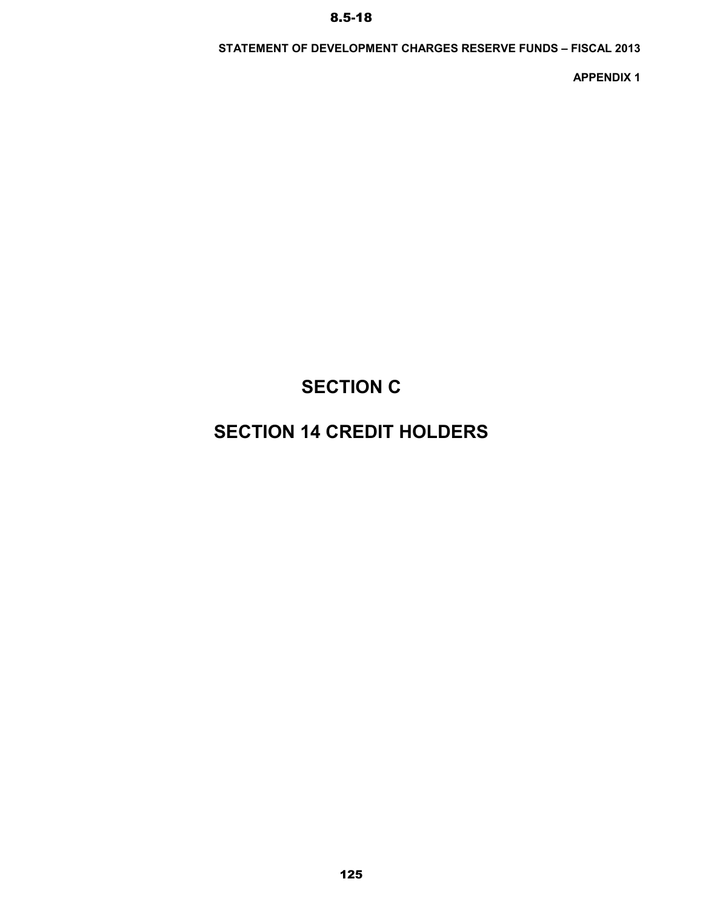# SECTION C

# SECTION 14 CREDIT HOLDERS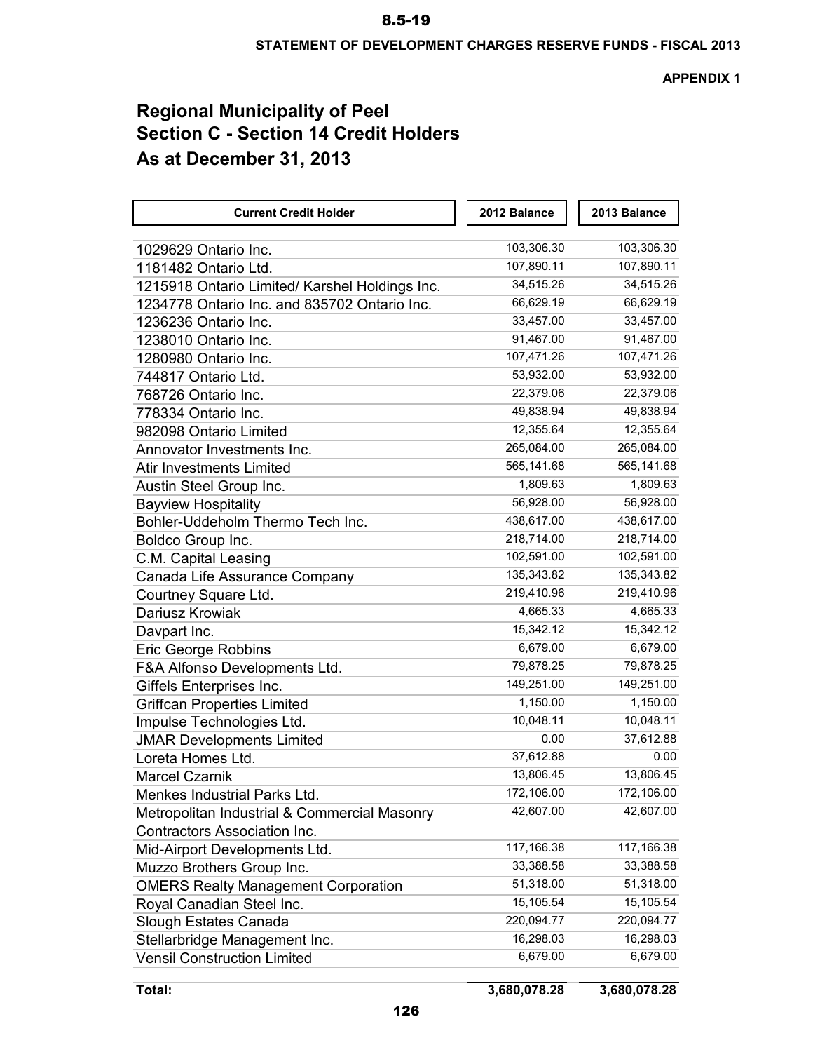**STATEMENT OF DEVELOPMENT CHARGES RESERVE FUNDS - FISCAL 2013**

**APPENDIX 1**

# Regional Municipality of Peel
# Section C - Section 14 Credit Holders
# As at December 31, 2013

| Current Credit Holder | 2012 Balance | 2013 Balance |
|---|---|---|
| 1029629 Ontario Inc. | 103,306.30 | 103,306.30 |
| 1181482 Ontario Ltd. | 107,890.11 | 107,890.11 |
| 1215918 Ontario Limited/ Karshel Holdings Inc. | 34,515.26 | 34,515.26 |
| 1234778 Ontario Inc. and 835702 Ontario Inc. | 66,629.19 | 66,629.19 |
| 1236236 Ontario Inc. | 33,457.00 | 33,457.00 |
| 1238010 Ontario Inc. | 91,467.00 | 91,467.00 |
| 1280980 Ontario Inc. | 107,471.26 | 107,471.26 |
| 744817 Ontario Ltd. | 53,932.00 | 53,932.00 |
| 768726 Ontario Inc. | 22,379.06 | 22,379.06 |
| 778334 Ontario Inc. | 49,838.94 | 49,838.94 |
| 982098 Ontario Limited | 12,355.64 | 12,355.64 |
| Annovator Investments Inc. | 265,084.00 | 265,084.00 |
| Atir Investments Limited | 565,141.68 | 565,141.68 |
| Austin Steel Group Inc. | 1,809.63 | 1,809.63 |
| Bayview Hospitality | 56,928.00 | 56,928.00 |
| Bohler-Uddeholm Thermo Tech Inc. | 438,617.00 | 438,617.00 |
| Boldco Group Inc. | 218,714.00 | 218,714.00 |
| C.M. Capital Leasing | 102,591.00 | 102,591.00 |
| Canada Life Assurance Company | 135,343.82 | 135,343.82 |
| Courtney Square Ltd. | 219,410.96 | 219,410.96 |
| Dariusz Krowiak | 4,665.33 | 4,665.33 |
| Davpart Inc. | 15,342.12 | 15,342.12 |
| Eric George Robbins | 6,679.00 | 6,679.00 |
| F&A Alfonso Developments Ltd. | 79,878.25 | 79,878.25 |
| Giffels Enterprises Inc. | 149,251.00 | 149,251.00 |
| Griffcan Properties Limited | 1,150.00 | 1,150.00 |
| Impulse Technologies Ltd. | 10,048.11 | 10,048.11 |
| JMAR Developments Limited | 0.00 | 37,612.88 |
| Loreta Homes Ltd. | 37,612.88 | 0.00 |
| Marcel Czarnik | 13,806.45 | 13,806.45 |
| Menkes Industrial Parks Ltd. | 172,106.00 | 172,106.00 |
| Metropolitan Industrial & Commercial Masonry Contractors Association Inc. | 42,607.00 | 42,607.00 |
| Mid-Airport Developments Ltd. | 117,166.38 | 117,166.38 |
| Muzzo Brothers Group Inc. | 33,388.58 | 33,388.58 |
| OMERS Realty Management Corporation | 51,318.00 | 51,318.00 |
| Royal Canadian Steel Inc. | 15,105.54 | 15,105.54 |
| Slough Estates Canada | 220,094.77 | 220,094.77 |
| Stellarbridge Management Inc. | 16,298.03 | 16,298.03 |
| Vensil Construction Limited | 6,679.00 | 6,679.00 |
| **Total:** | **3,680,078.28** | **3,680,078.28** |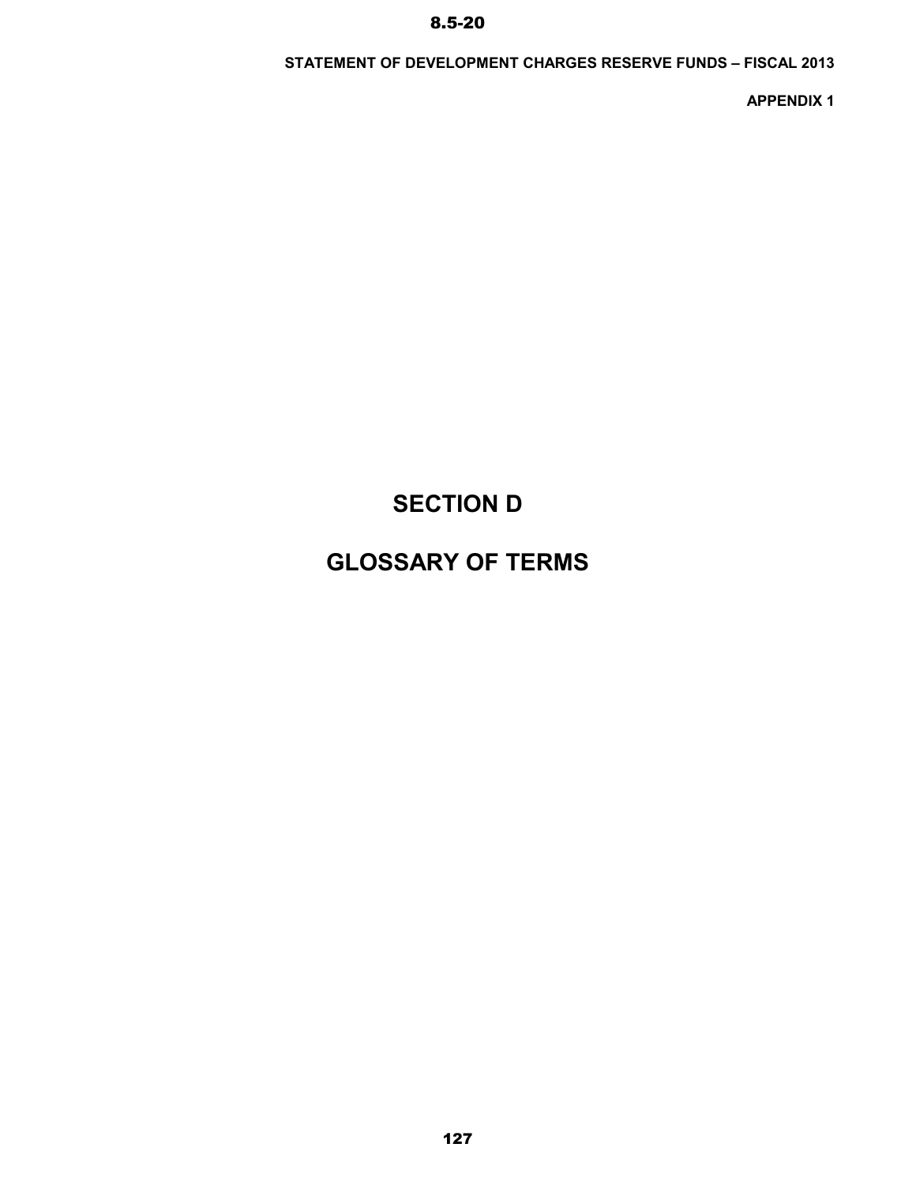# SECTION D

# GLOSSARY OF TERMS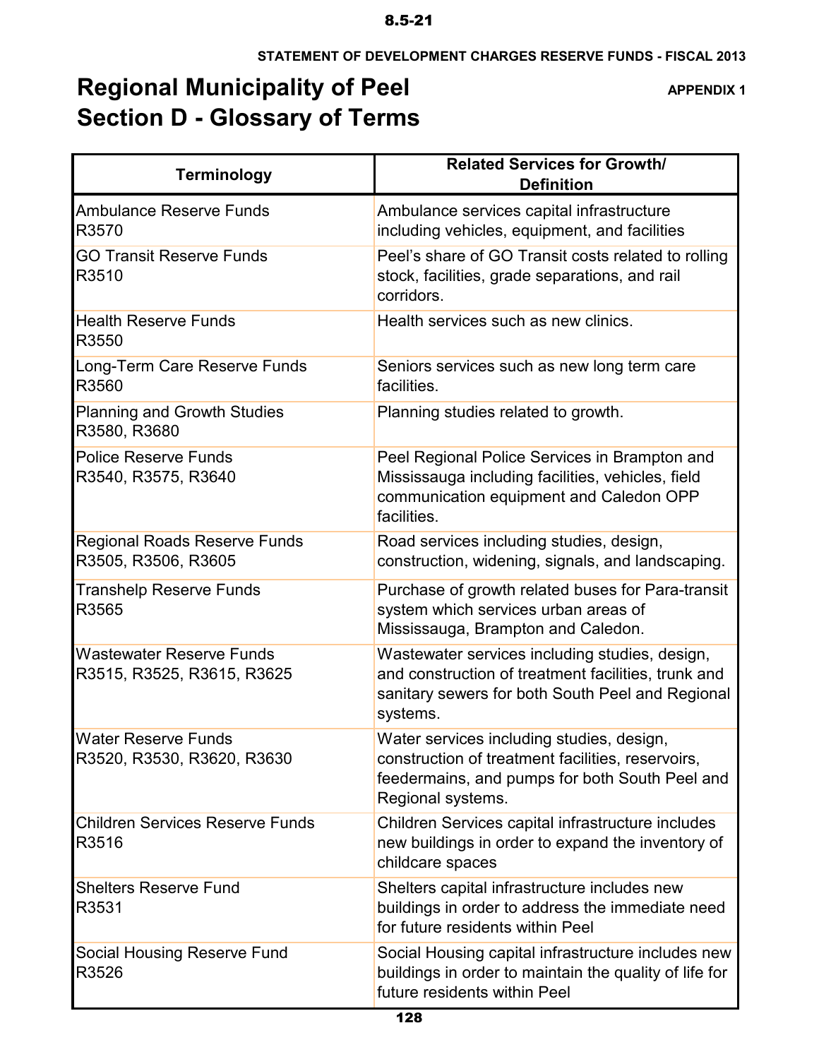STATEMENT OF DEVELOPMENT CHARGES RESERVE FUNDS - FISCAL 2013

# Regional Municipality of Peel
# Section D - Glossary of Terms

APPENDIX 1

| Terminology | Related Services for Growth/ Definition |
|---|---|
| Ambulance Reserve Funds R3570 | Ambulance services capital infrastructure including vehicles, equipment, and facilities |
| GO Transit Reserve Funds R3510 | Peel's share of GO Transit costs related to rolling stock, facilities, grade separations, and rail corridors. |
| Health Reserve Funds R3550 | Health services such as new clinics. |
| Long-Term Care Reserve Funds R3560 | Seniors services such as new long term care facilities. |
| Planning and Growth Studies R3580, R3680 | Planning studies related to growth. |
| Police Reserve Funds R3540, R3575, R3640 | Peel Regional Police Services in Brampton and Mississauga including facilities, vehicles, field communication equipment and Caledon OPP facilities. |
| Regional Roads Reserve Funds R3505, R3506, R3605 | Road services including studies, design, construction, widening, signals, and landscaping. |
| Transhelp Reserve Funds R3565 | Purchase of growth related buses for Para-transit system which services urban areas of Mississauga, Brampton and Caledon. |
| Wastewater Reserve Funds R3515, R3525, R3615, R3625 | Wastewater services including studies, design, and construction of treatment facilities, trunk and sanitary sewers for both South Peel and Regional systems. |
| Water Reserve Funds R3520, R3530, R3620, R3630 | Water services including studies, design, construction of treatment facilities, reservoirs, feedermains, and pumps for both South Peel and Regional systems. |
| Children Services Reserve Funds R3516 | Children Services capital infrastructure includes new buildings in order to expand the inventory of childcare spaces |
| Shelters Reserve Fund R3531 | Shelters capital infrastructure includes new buildings in order to address the immediate need for future residents within Peel |
| Social Housing Reserve Fund R3526 | Social Housing capital infrastructure includes new buildings in order to maintain the quality of life for future residents within Peel |